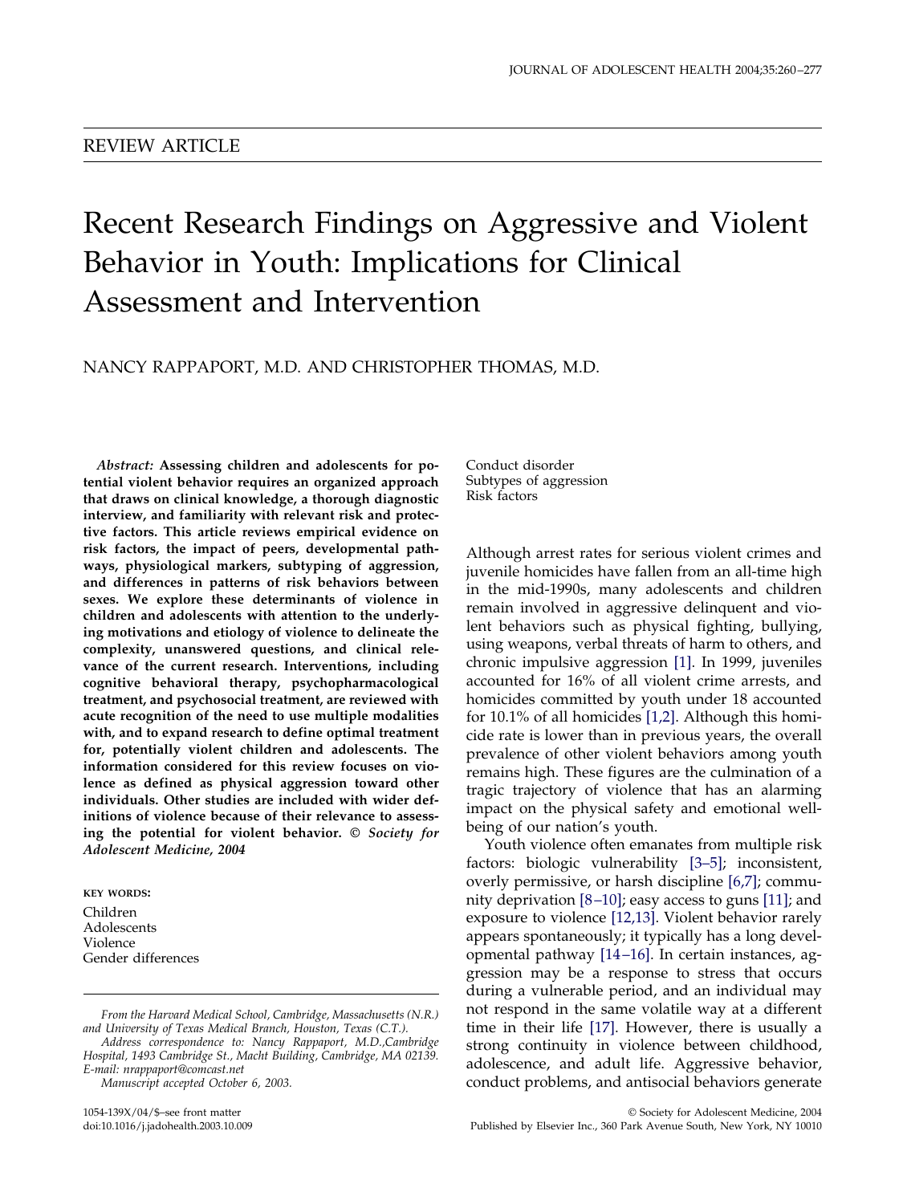REVIEW ARTICLE

# Recent Research Findings on Aggressive and Violent Behavior in Youth: Implications for Clinical Assessment and Intervention

NANCY RAPPAPORT, M.D. AND CHRISTOPHER THOMAS, M.D.

*Abstract:* **Assessing children and adolescents for potential violent behavior requires an organized approach that draws on clinical knowledge, a thorough diagnostic interview, and familiarity with relevant risk and protective factors. This article reviews empirical evidence on risk factors, the impact of peers, developmental pathways, physiological markers, subtyping of aggression, and differences in patterns of risk behaviors between sexes. We explore these determinants of violence in children and adolescents with attention to the underlying motivations and etiology of violence to delineate the complexity, unanswered questions, and clinical relevance of the current research. Interventions, including cognitive behavioral therapy, psychopharmacological treatment, and psychosocial treatment, are reviewed with acute recognition of the need to use multiple modalities with, and to expand research to define optimal treatment for, potentially violent children and adolescents. The information considered for this review focuses on violence as defined as physical aggression toward other individuals. Other studies are included with wider definitions of violence because of their relevance to assessing the potential for violent behavior.** *© Society for Adolescent Medicine, 2004*

**KEY WORDS:**
Children
Adolescents
Violence
Gender differences
Conduct disorder
Subtypes of aggression
Risk factors

*From the Harvard Medical School, Cambridge, Massachusetts (N.R.) and University of Texas Medical Branch, Houston, Texas (C.T.).*

*Address correspondence to: Nancy Rappaport, M.D.,Cambridge Hospital, 1493 Cambridge St., Macht Building, Cambridge, MA 02139. E-mail: nrappaport@comcast.net*

*Manuscript accepted October 6, 2003.*

Although arrest rates for serious violent crimes and juvenile homicides have fallen from an all-time high in the mid-1990s, many adolescents and children remain involved in aggressive delinquent and violent behaviors such as physical fighting, bullying, using weapons, verbal threats of harm to others, and chronic impulsive aggression [1]. In 1999, juveniles accounted for 16% of all violent crime arrests, and homicides committed by youth under 18 accounted for 10.1% of all homicides [1,2]. Although this homicide rate is lower than in previous years, the overall prevalence of other violent behaviors among youth remains high. These figures are the culmination of a tragic trajectory of violence that has an alarming impact on the physical safety and emotional well-being of our nation's youth.

Youth violence often emanates from multiple risk factors: biologic vulnerability [3–5]; inconsistent, overly permissive, or harsh discipline [6,7]; community deprivation [8–10]; easy access to guns [11]; and exposure to violence [12,13]. Violent behavior rarely appears spontaneously; it typically has a long developmental pathway [14–16]. In certain instances, aggression may be a response to stress that occurs during a vulnerable period, and an individual may not respond in the same volatile way at a different time in their life [17]. However, there is usually a strong continuity in violence between childhood, adolescence, and adult life. Aggressive behavior, conduct problems, and antisocial behaviors generate

1054-139X/04/$–see front matter
doi:10.1016/j.jadohealth.2003.10.009

© Society for Adolescent Medicine, 2004
Published by Elsevier Inc., 360 Park Avenue South, New York, NY 10010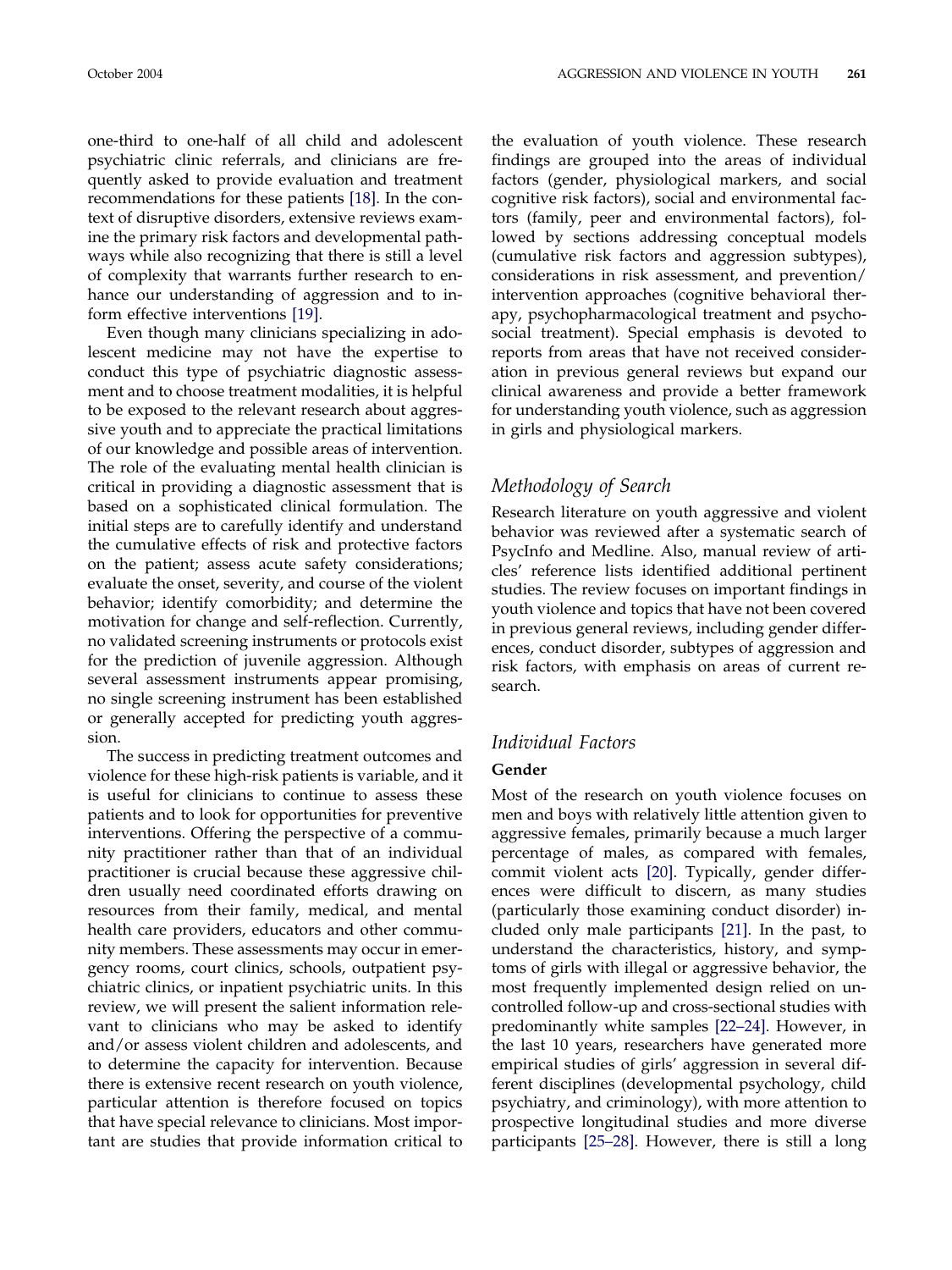one-third to one-half of all child and adolescent psychiatric clinic referrals, and clinicians are frequently asked to provide evaluation and treatment recommendations for these patients [18]. In the context of disruptive disorders, extensive reviews examine the primary risk factors and developmental pathways while also recognizing that there is still a level of complexity that warrants further research to enhance our understanding of aggression and to inform effective interventions [19].

Even though many clinicians specializing in adolescent medicine may not have the expertise to conduct this type of psychiatric diagnostic assessment and to choose treatment modalities, it is helpful to be exposed to the relevant research about aggressive youth and to appreciate the practical limitations of our knowledge and possible areas of intervention. The role of the evaluating mental health clinician is critical in providing a diagnostic assessment that is based on a sophisticated clinical formulation. The initial steps are to carefully identify and understand the cumulative effects of risk and protective factors on the patient; assess acute safety considerations; evaluate the onset, severity, and course of the violent behavior; identify comorbidity; and determine the motivation for change and self-reflection. Currently, no validated screening instruments or protocols exist for the prediction of juvenile aggression. Although several assessment instruments appear promising, no single screening instrument has been established or generally accepted for predicting youth aggression.

The success in predicting treatment outcomes and violence for these high-risk patients is variable, and it is useful for clinicians to continue to assess these patients and to look for opportunities for preventive interventions. Offering the perspective of a community practitioner rather than that of an individual practitioner is crucial because these aggressive children usually need coordinated efforts drawing on resources from their family, medical, and mental health care providers, educators and other community members. These assessments may occur in emergency rooms, court clinics, schools, outpatient psychiatric clinics, or inpatient psychiatric units. In this review, we will present the salient information relevant to clinicians who may be asked to identify and/or assess violent children and adolescents, and to determine the capacity for intervention. Because there is extensive recent research on youth violence, particular attention is therefore focused on topics that have special relevance to clinicians. Most important are studies that provide information critical to the evaluation of youth violence. These research findings are grouped into the areas of individual factors (gender, physiological markers, and social cognitive risk factors), social and environmental factors (family, peer and environmental factors), followed by sections addressing conceptual models (cumulative risk factors and aggression subtypes), considerations in risk assessment, and prevention/intervention approaches (cognitive behavioral therapy, psychopharmacological treatment and psychosocial treatment). Special emphasis is devoted to reports from areas that have not received consideration in previous general reviews but expand our clinical awareness and provide a better framework for understanding youth violence, such as aggression in girls and physiological markers.

## *Methodology of Search*

Research literature on youth aggressive and violent behavior was reviewed after a systematic search of PsycInfo and Medline. Also, manual review of articles' reference lists identified additional pertinent studies. The review focuses on important findings in youth violence and topics that have not been covered in previous general reviews, including gender differences, conduct disorder, subtypes of aggression and risk factors, with emphasis on areas of current research.

## *Individual Factors*

### Gender

Most of the research on youth violence focuses on men and boys with relatively little attention given to aggressive females, primarily because a much larger percentage of males, as compared with females, commit violent acts [20]. Typically, gender differences were difficult to discern, as many studies (particularly those examining conduct disorder) included only male participants [21]. In the past, to understand the characteristics, history, and symptoms of girls with illegal or aggressive behavior, the most frequently implemented design relied on uncontrolled follow-up and cross-sectional studies with predominantly white samples [22–24]. However, in the last 10 years, researchers have generated more empirical studies of girls' aggression in several different disciplines (developmental psychology, child psychiatry, and criminology), with more attention to prospective longitudinal studies and more diverse participants [25–28]. However, there is still a long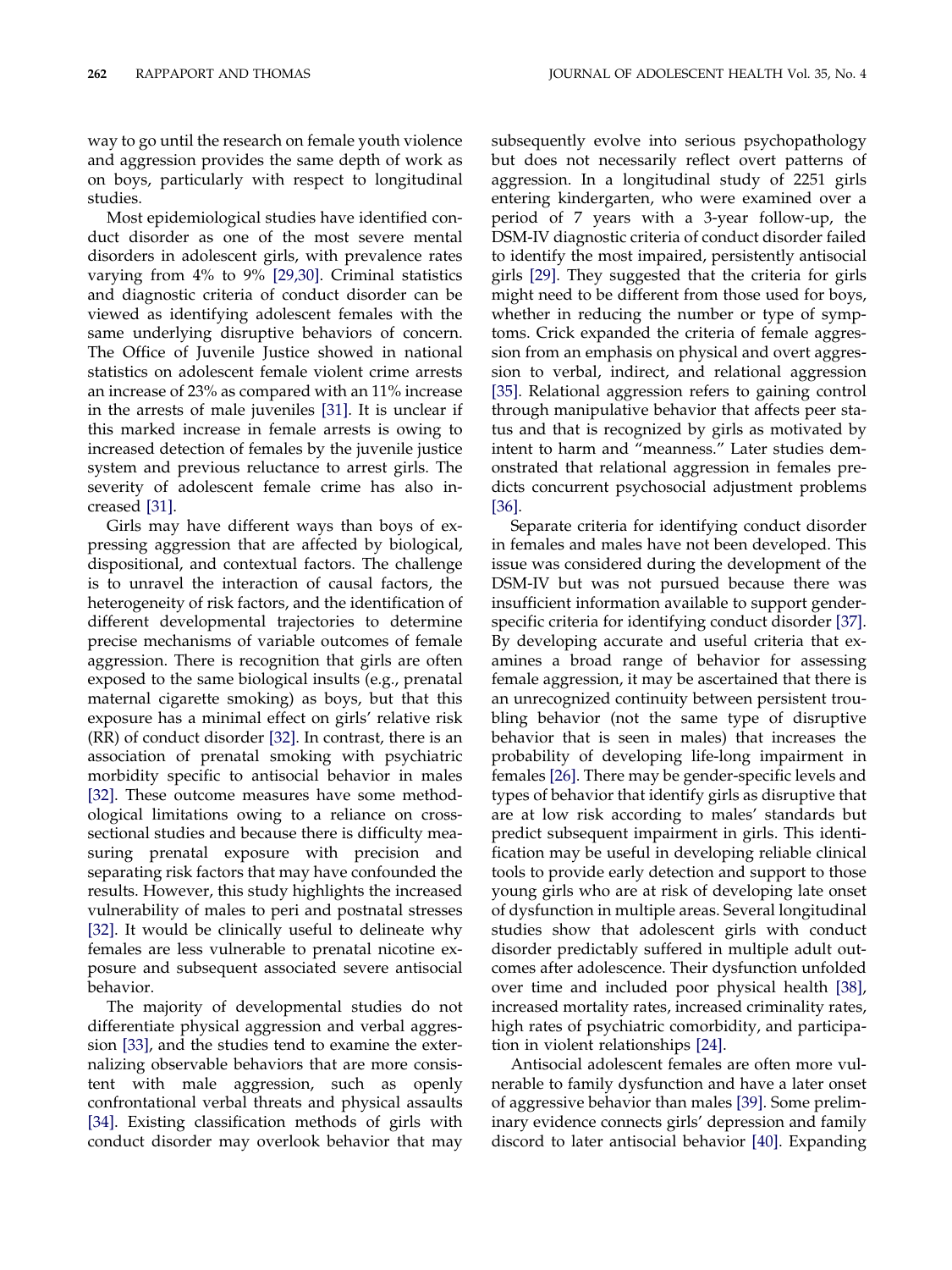way to go until the research on female youth violence and aggression provides the same depth of work as on boys, particularly with respect to longitudinal studies.

Most epidemiological studies have identified conduct disorder as one of the most severe mental disorders in adolescent girls, with prevalence rates varying from 4% to 9% [29,30]. Criminal statistics and diagnostic criteria of conduct disorder can be viewed as identifying adolescent females with the same underlying disruptive behaviors of concern. The Office of Juvenile Justice showed in national statistics on adolescent female violent crime arrests an increase of 23% as compared with an 11% increase in the arrests of male juveniles [31]. It is unclear if this marked increase in female arrests is owing to increased detection of females by the juvenile justice system and previous reluctance to arrest girls. The severity of adolescent female crime has also increased [31].

Girls may have different ways than boys of expressing aggression that are affected by biological, dispositional, and contextual factors. The challenge is to unravel the interaction of causal factors, the heterogeneity of risk factors, and the identification of different developmental trajectories to determine precise mechanisms of variable outcomes of female aggression. There is recognition that girls are often exposed to the same biological insults (e.g., prenatal maternal cigarette smoking) as boys, but that this exposure has a minimal effect on girls' relative risk (RR) of conduct disorder [32]. In contrast, there is an association of prenatal smoking with psychiatric morbidity specific to antisocial behavior in males [32]. These outcome measures have some methodological limitations owing to a reliance on cross-sectional studies and because there is difficulty measuring prenatal exposure with precision and separating risk factors that may have confounded the results. However, this study highlights the increased vulnerability of males to peri and postnatal stresses [32]. It would be clinically useful to delineate why females are less vulnerable to prenatal nicotine exposure and subsequent associated severe antisocial behavior.

The majority of developmental studies do not differentiate physical aggression and verbal aggression [33], and the studies tend to examine the externalizing observable behaviors that are more consistent with male aggression, such as openly confrontational verbal threats and physical assaults [34]. Existing classification methods of girls with conduct disorder may overlook behavior that may subsequently evolve into serious psychopathology but does not necessarily reflect overt patterns of aggression. In a longitudinal study of 2251 girls entering kindergarten, who were examined over a period of 7 years with a 3-year follow-up, the DSM-IV diagnostic criteria of conduct disorder failed to identify the most impaired, persistently antisocial girls [29]. They suggested that the criteria for girls might need to be different from those used for boys, whether in reducing the number or type of symptoms. Crick expanded the criteria of female aggression from an emphasis on physical and overt aggression to verbal, indirect, and relational aggression [35]. Relational aggression refers to gaining control through manipulative behavior that affects peer status and that is recognized by girls as motivated by intent to harm and "meanness." Later studies demonstrated that relational aggression in females predicts concurrent psychosocial adjustment problems [36].

Separate criteria for identifying conduct disorder in females and males have not been developed. This issue was considered during the development of the DSM-IV but was not pursued because there was insufficient information available to support gender-specific criteria for identifying conduct disorder [37]. By developing accurate and useful criteria that examines a broad range of behavior for assessing female aggression, it may be ascertained that there is an unrecognized continuity between persistent troubling behavior (not the same type of disruptive behavior that is seen in males) that increases the probability of developing life-long impairment in females [26]. There may be gender-specific levels and types of behavior that identify girls as disruptive that are at low risk according to males' standards but predict subsequent impairment in girls. This identification may be useful in developing reliable clinical tools to provide early detection and support to those young girls who are at risk of developing late onset of dysfunction in multiple areas. Several longitudinal studies show that adolescent girls with conduct disorder predictably suffered in multiple adult outcomes after adolescence. Their dysfunction unfolded over time and included poor physical health [38], increased mortality rates, increased criminality rates, high rates of psychiatric comorbidity, and participation in violent relationships [24].

Antisocial adolescent females are often more vulnerable to family dysfunction and have a later onset of aggressive behavior than males [39]. Some preliminary evidence connects girls' depression and family discord to later antisocial behavior [40]. Expanding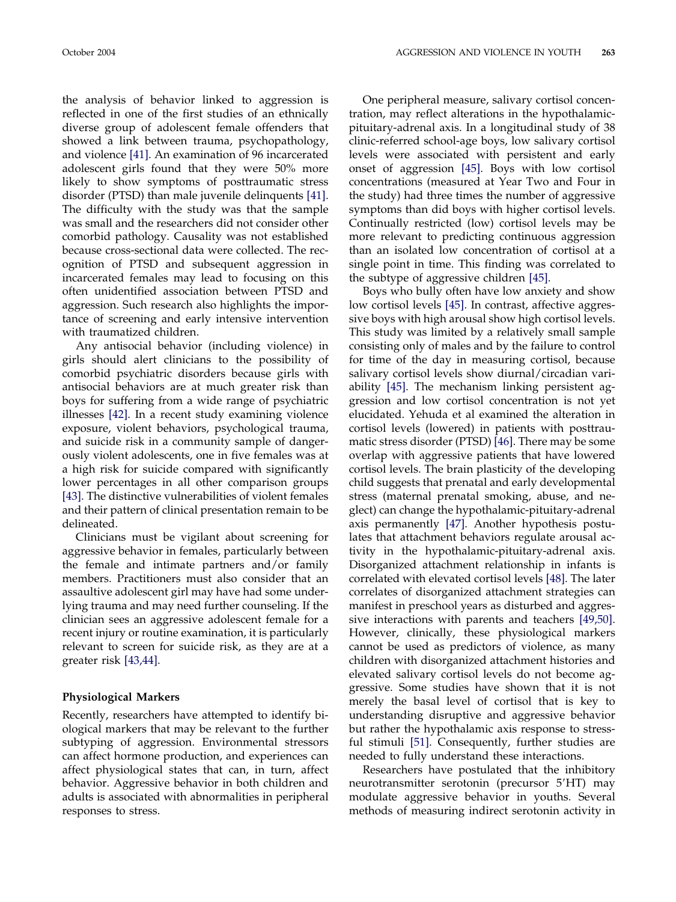the analysis of behavior linked to aggression is reflected in one of the first studies of an ethnically diverse group of adolescent female offenders that showed a link between trauma, psychopathology, and violence [41]. An examination of 96 incarcerated adolescent girls found that they were 50% more likely to show symptoms of posttraumatic stress disorder (PTSD) than male juvenile delinquents [41]. The difficulty with the study was that the sample was small and the researchers did not consider other comorbid pathology. Causality was not established because cross-sectional data were collected. The recognition of PTSD and subsequent aggression in incarcerated females may lead to focusing on this often unidentified association between PTSD and aggression. Such research also highlights the importance of screening and early intensive intervention with traumatized children.

Any antisocial behavior (including violence) in girls should alert clinicians to the possibility of comorbid psychiatric disorders because girls with antisocial behaviors are at much greater risk than boys for suffering from a wide range of psychiatric illnesses [42]. In a recent study examining violence exposure, violent behaviors, psychological trauma, and suicide risk in a community sample of dangerously violent adolescents, one in five females was at a high risk for suicide compared with significantly lower percentages in all other comparison groups [43]. The distinctive vulnerabilities of violent females and their pattern of clinical presentation remain to be delineated.

Clinicians must be vigilant about screening for aggressive behavior in females, particularly between the female and intimate partners and/or family members. Practitioners must also consider that an assaultive adolescent girl may have had some underlying trauma and may need further counseling. If the clinician sees an aggressive adolescent female for a recent injury or routine examination, it is particularly relevant to screen for suicide risk, as they are at a greater risk [43,44].

### Physiological Markers

Recently, researchers have attempted to identify biological markers that may be relevant to the further subtyping of aggression. Environmental stressors can affect hormone production, and experiences can affect physiological states that can, in turn, affect behavior. Aggressive behavior in both children and adults is associated with abnormalities in peripheral responses to stress.

One peripheral measure, salivary cortisol concentration, may reflect alterations in the hypothalamic-pituitary-adrenal axis. In a longitudinal study of 38 clinic-referred school-age boys, low salivary cortisol levels were associated with persistent and early onset of aggression [45]. Boys with low cortisol concentrations (measured at Year Two and Four in the study) had three times the number of aggressive symptoms than did boys with higher cortisol levels. Continually restricted (low) cortisol levels may be more relevant to predicting continuous aggression than an isolated low concentration of cortisol at a single point in time. This finding was correlated to the subtype of aggressive children [45].

Boys who bully often have low anxiety and show low cortisol levels [45]. In contrast, affective aggressive boys with high arousal show high cortisol levels. This study was limited by a relatively small sample consisting only of males and by the failure to control for time of the day in measuring cortisol, because salivary cortisol levels show diurnal/circadian variability [45]. The mechanism linking persistent aggression and low cortisol concentration is not yet elucidated. Yehuda et al examined the alteration in cortisol levels (lowered) in patients with posttraumatic stress disorder (PTSD) [46]. There may be some overlap with aggressive patients that have lowered cortisol levels. The brain plasticity of the developing child suggests that prenatal and early developmental stress (maternal prenatal smoking, abuse, and neglect) can change the hypothalamic-pituitary-adrenal axis permanently [47]. Another hypothesis postulates that attachment behaviors regulate arousal activity in the hypothalamic-pituitary-adrenal axis. Disorganized attachment relationship in infants is correlated with elevated cortisol levels [48]. The later correlates of disorganized attachment strategies can manifest in preschool years as disturbed and aggressive interactions with parents and teachers [49,50]. However, clinically, these physiological markers cannot be used as predictors of violence, as many children with disorganized attachment histories and elevated salivary cortisol levels do not become aggressive. Some studies have shown that it is not merely the basal level of cortisol that is key to understanding disruptive and aggressive behavior but rather the hypothalamic axis response to stressful stimuli [51]. Consequently, further studies are needed to fully understand these interactions.

Researchers have postulated that the inhibitory neurotransmitter serotonin (precursor 5′HT) may modulate aggressive behavior in youths. Several methods of measuring indirect serotonin activity in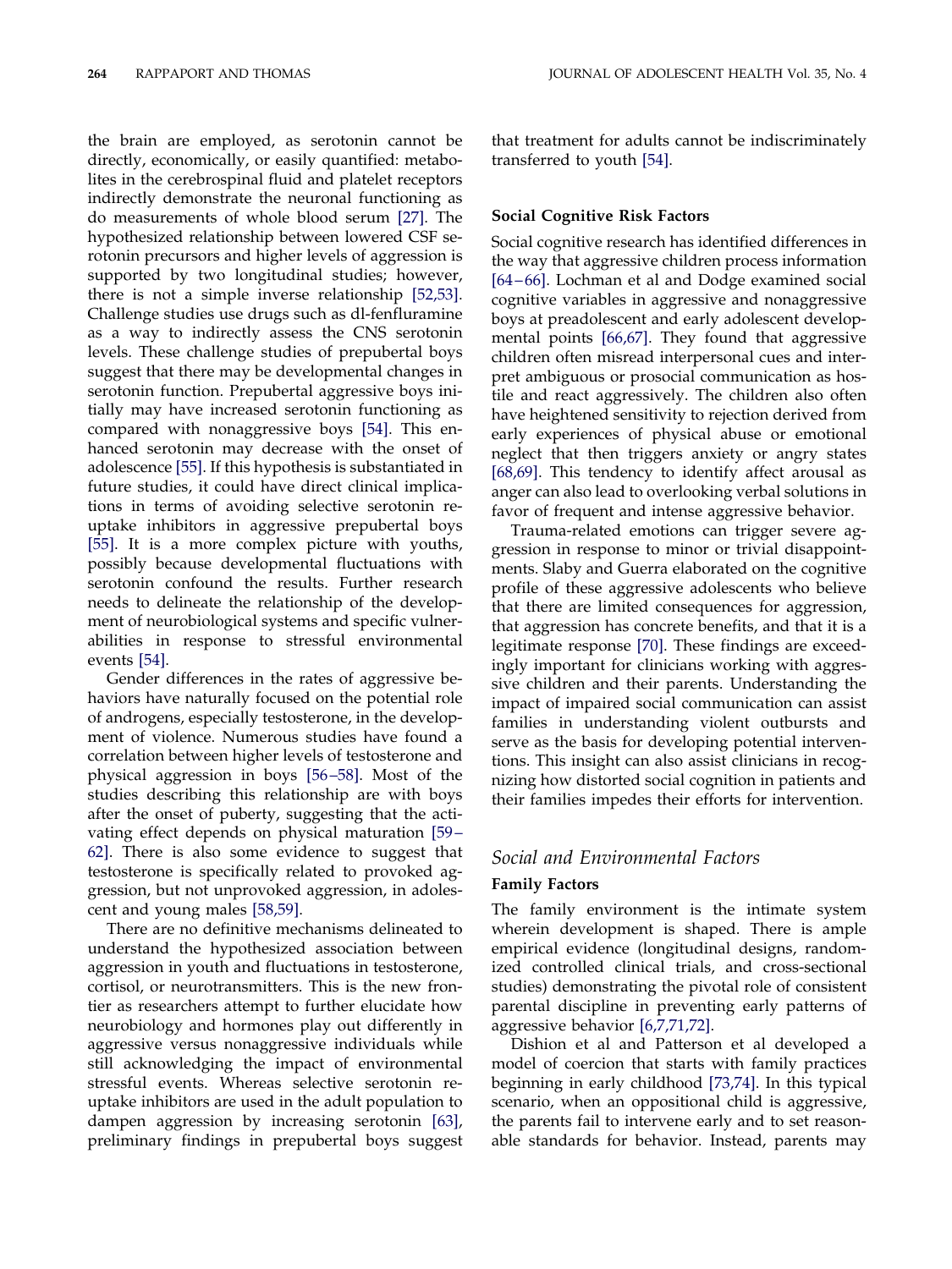the brain are employed, as serotonin cannot be directly, economically, or easily quantified: metabolites in the cerebrospinal fluid and platelet receptors indirectly demonstrate the neuronal functioning as do measurements of whole blood serum [27]. The hypothesized relationship between lowered CSF serotonin precursors and higher levels of aggression is supported by two longitudinal studies; however, there is not a simple inverse relationship [52,53]. Challenge studies use drugs such as dl-fenfluramine as a way to indirectly assess the CNS serotonin levels. These challenge studies of prepubertal boys suggest that there may be developmental changes in serotonin function. Prepubertal aggressive boys initially may have increased serotonin functioning as compared with nonaggressive boys [54]. This enhanced serotonin may decrease with the onset of adolescence [55]. If this hypothesis is substantiated in future studies, it could have direct clinical implications in terms of avoiding selective serotonin reuptake inhibitors in aggressive prepubertal boys [55]. It is a more complex picture with youths, possibly because developmental fluctuations with serotonin confound the results. Further research needs to delineate the relationship of the development of neurobiological systems and specific vulnerabilities in response to stressful environmental events [54].

Gender differences in the rates of aggressive behaviors have naturally focused on the potential role of androgens, especially testosterone, in the development of violence. Numerous studies have found a correlation between higher levels of testosterone and physical aggression in boys [56–58]. Most of the studies describing this relationship are with boys after the onset of puberty, suggesting that the activating effect depends on physical maturation [59–62]. There is also some evidence to suggest that testosterone is specifically related to provoked aggression, but not unprovoked aggression, in adolescent and young males [58,59].

There are no definitive mechanisms delineated to understand the hypothesized association between aggression in youth and fluctuations in testosterone, cortisol, or neurotransmitters. This is the new frontier as researchers attempt to further elucidate how neurobiology and hormones play out differently in aggressive versus nonaggressive individuals while still acknowledging the impact of environmental stressful events. Whereas selective serotonin reuptake inhibitors are used in the adult population to dampen aggression by increasing serotonin [63], preliminary findings in prepubertal boys suggest that treatment for adults cannot be indiscriminately transferred to youth [54].

### Social Cognitive Risk Factors

Social cognitive research has identified differences in the way that aggressive children process information [64–66]. Lochman et al and Dodge examined social cognitive variables in aggressive and nonaggressive boys at preadolescent and early adolescent developmental points [66,67]. They found that aggressive children often misread interpersonal cues and interpret ambiguous or prosocial communication as hostile and react aggressively. The children also often have heightened sensitivity to rejection derived from early experiences of physical abuse or emotional neglect that then triggers anxiety or angry states [68,69]. This tendency to identify affect arousal as anger can also lead to overlooking verbal solutions in favor of frequent and intense aggressive behavior.

Trauma-related emotions can trigger severe aggression in response to minor or trivial disappointments. Slaby and Guerra elaborated on the cognitive profile of these aggressive adolescents who believe that there are limited consequences for aggression, that aggression has concrete benefits, and that it is a legitimate response [70]. These findings are exceedingly important for clinicians working with aggressive children and their parents. Understanding the impact of impaired social communication can assist families in understanding violent outbursts and serve as the basis for developing potential interventions. This insight can also assist clinicians in recognizing how distorted social cognition in patients and their families impedes their efforts for intervention.

## *Social and Environmental Factors*

### Family Factors

The family environment is the intimate system wherein development is shaped. There is ample empirical evidence (longitudinal designs, randomized controlled clinical trials, and cross-sectional studies) demonstrating the pivotal role of consistent parental discipline in preventing early patterns of aggressive behavior [6,7,71,72].

Dishion et al and Patterson et al developed a model of coercion that starts with family practices beginning in early childhood [73,74]. In this typical scenario, when an oppositional child is aggressive, the parents fail to intervene early and to set reasonable standards for behavior. Instead, parents may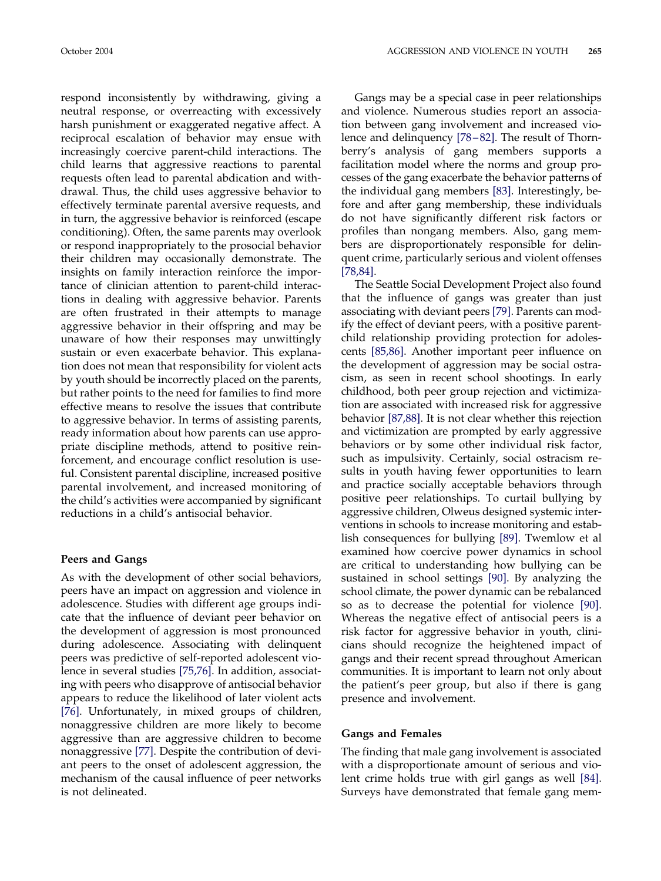respond inconsistently by withdrawing, giving a neutral response, or overreacting with excessively harsh punishment or exaggerated negative affect. A reciprocal escalation of behavior may ensue with increasingly coercive parent-child interactions. The child learns that aggressive reactions to parental requests often lead to parental abdication and withdrawal. Thus, the child uses aggressive behavior to effectively terminate parental aversive requests, and in turn, the aggressive behavior is reinforced (escape conditioning). Often, the same parents may overlook or respond inappropriately to the prosocial behavior their children may occasionally demonstrate. The insights on family interaction reinforce the importance of clinician attention to parent-child interactions in dealing with aggressive behavior. Parents are often frustrated in their attempts to manage aggressive behavior in their offspring and may be unaware of how their responses may unwittingly sustain or even exacerbate behavior. This explanation does not mean that responsibility for violent acts by youth should be incorrectly placed on the parents, but rather points to the need for families to find more effective means to resolve the issues that contribute to aggressive behavior. In terms of assisting parents, ready information about how parents can use appropriate discipline methods, attend to positive reinforcement, and encourage conflict resolution is useful. Consistent parental discipline, increased positive parental involvement, and increased monitoring of the child's activities were accompanied by significant reductions in a child's antisocial behavior.

### Peers and Gangs

As with the development of other social behaviors, peers have an impact on aggression and violence in adolescence. Studies with different age groups indicate that the influence of deviant peer behavior on the development of aggression is most pronounced during adolescence. Associating with delinquent peers was predictive of self-reported adolescent violence in several studies [75,76]. In addition, associating with peers who disapprove of antisocial behavior appears to reduce the likelihood of later violent acts [76]. Unfortunately, in mixed groups of children, nonaggressive children are more likely to become aggressive than are aggressive children to become nonaggressive [77]. Despite the contribution of deviant peers to the onset of adolescent aggression, the mechanism of the causal influence of peer networks is not delineated.

Gangs may be a special case in peer relationships and violence. Numerous studies report an association between gang involvement and increased violence and delinquency [78–82]. The result of Thornberry's analysis of gang members supports a facilitation model where the norms and group processes of the gang exacerbate the behavior patterns of the individual gang members [83]. Interestingly, before and after gang membership, these individuals do not have significantly different risk factors or profiles than nongang members. Also, gang members are disproportionately responsible for delinquent crime, particularly serious and violent offenses [78,84].

The Seattle Social Development Project also found that the influence of gangs was greater than just associating with deviant peers [79]. Parents can modify the effect of deviant peers, with a positive parent-child relationship providing protection for adolescents [85,86]. Another important peer influence on the development of aggression may be social ostracism, as seen in recent school shootings. In early childhood, both peer group rejection and victimization are associated with increased risk for aggressive behavior [87,88]. It is not clear whether this rejection and victimization are prompted by early aggressive behaviors or by some other individual risk factor, such as impulsivity. Certainly, social ostracism results in youth having fewer opportunities to learn and practice socially acceptable behaviors through positive peer relationships. To curtail bullying by aggressive children, Olweus designed systemic interventions in schools to increase monitoring and establish consequences for bullying [89]. Twemlow et al examined how coercive power dynamics in school are critical to understanding how bullying can be sustained in school settings [90]. By analyzing the school climate, the power dynamic can be rebalanced so as to decrease the potential for violence [90]. Whereas the negative effect of antisocial peers is a risk factor for aggressive behavior in youth, clinicians should recognize the heightened impact of gangs and their recent spread throughout American communities. It is important to learn not only about the patient's peer group, but also if there is gang presence and involvement.

### Gangs and Females

The finding that male gang involvement is associated with a disproportionate amount of serious and violent crime holds true with girl gangs as well [84]. Surveys have demonstrated that female gang mem-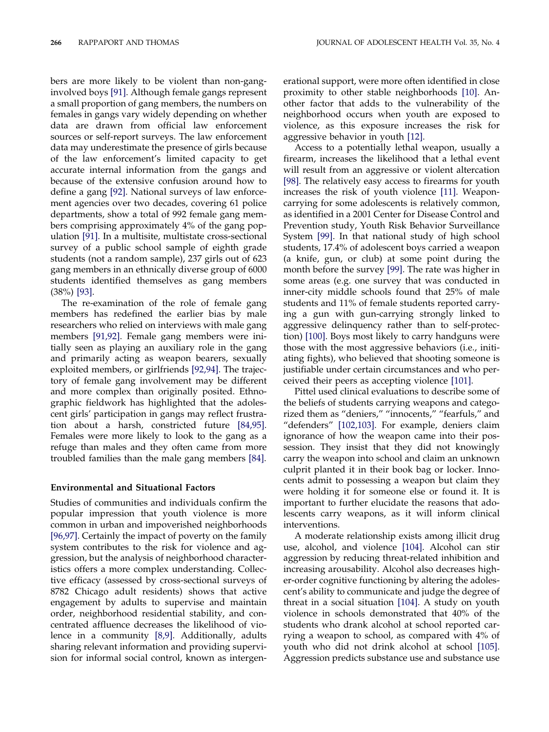bers are more likely to be violent than non-gang-involved boys [91]. Although female gangs represent a small proportion of gang members, the numbers on females in gangs vary widely depending on whether data are drawn from official law enforcement sources or self-report surveys. The law enforcement data may underestimate the presence of girls because of the law enforcement's limited capacity to get accurate internal information from the gangs and because of the extensive confusion around how to define a gang [92]. National surveys of law enforcement agencies over two decades, covering 61 police departments, show a total of 992 female gang members comprising approximately 4% of the gang population [91]. In a multisite, multistate cross-sectional survey of a public school sample of eighth grade students (not a random sample), 237 girls out of 623 gang members in an ethnically diverse group of 6000 students identified themselves as gang members (38%) [93].

The re-examination of the role of female gang members has redefined the earlier bias by male researchers who relied on interviews with male gang members [91,92]. Female gang members were initially seen as playing an auxiliary role in the gang and primarily acting as weapon bearers, sexually exploited members, or girlfriends [92,94]. The trajectory of female gang involvement may be different and more complex than originally posited. Ethnographic fieldwork has highlighted that the adolescent girls' participation in gangs may reflect frustration about a harsh, constricted future [84,95]. Females were more likely to look to the gang as a refuge than males and they often came from more troubled families than the male gang members [84].

### Environmental and Situational Factors

Studies of communities and individuals confirm the popular impression that youth violence is more common in urban and impoverished neighborhoods [96,97]. Certainly the impact of poverty on the family system contributes to the risk for violence and aggression, but the analysis of neighborhood characteristics offers a more complex understanding. Collective efficacy (assessed by cross-sectional surveys of 8782 Chicago adult residents) shows that active engagement by adults to supervise and maintain order, neighborhood residential stability, and concentrated affluence decreases the likelihood of violence in a community [8,9]. Additionally, adults sharing relevant information and providing supervision for informal social control, known as intergenerational support, were more often identified in close proximity to other stable neighborhoods [10]. Another factor that adds to the vulnerability of the neighborhood occurs when youth are exposed to violence, as this exposure increases the risk for aggressive behavior in youth [12].

Access to a potentially lethal weapon, usually a firearm, increases the likelihood that a lethal event will result from an aggressive or violent altercation [98]. The relatively easy access to firearms for youth increases the risk of youth violence [11]. Weapon-carrying for some adolescents is relatively common, as identified in a 2001 Center for Disease Control and Prevention study, Youth Risk Behavior Surveillance System [99]. In that national study of high school students, 17.4% of adolescent boys carried a weapon (a knife, gun, or club) at some point during the month before the survey [99]. The rate was higher in some areas (e.g. one survey that was conducted in inner-city middle schools found that 25% of male students and 11% of female students reported carrying a gun with gun-carrying strongly linked to aggressive delinquency rather than to self-protection) [100]. Boys most likely to carry handguns were those with the most aggressive behaviors (i.e., initiating fights), who believed that shooting someone is justifiable under certain circumstances and who perceived their peers as accepting violence [101].

Pittel used clinical evaluations to describe some of the beliefs of students carrying weapons and categorized them as "deniers," "innocents," "fearfuls," and "defenders" [102,103]. For example, deniers claim ignorance of how the weapon came into their possession. They insist that they did not knowingly carry the weapon into school and claim an unknown culprit planted it in their book bag or locker. Innocents admit to possessing a weapon but claim they were holding it for someone else or found it. It is important to further elucidate the reasons that adolescents carry weapons, as it will inform clinical interventions.

A moderate relationship exists among illicit drug use, alcohol, and violence [104]. Alcohol can stir aggression by reducing threat-related inhibition and increasing arousability. Alcohol also decreases higher-order cognitive functioning by altering the adolescent's ability to communicate and judge the degree of threat in a social situation [104]. A study on youth violence in schools demonstrated that 40% of the students who drank alcohol at school reported carrying a weapon to school, as compared with 4% of youth who did not drink alcohol at school [105]. Aggression predicts substance use and substance use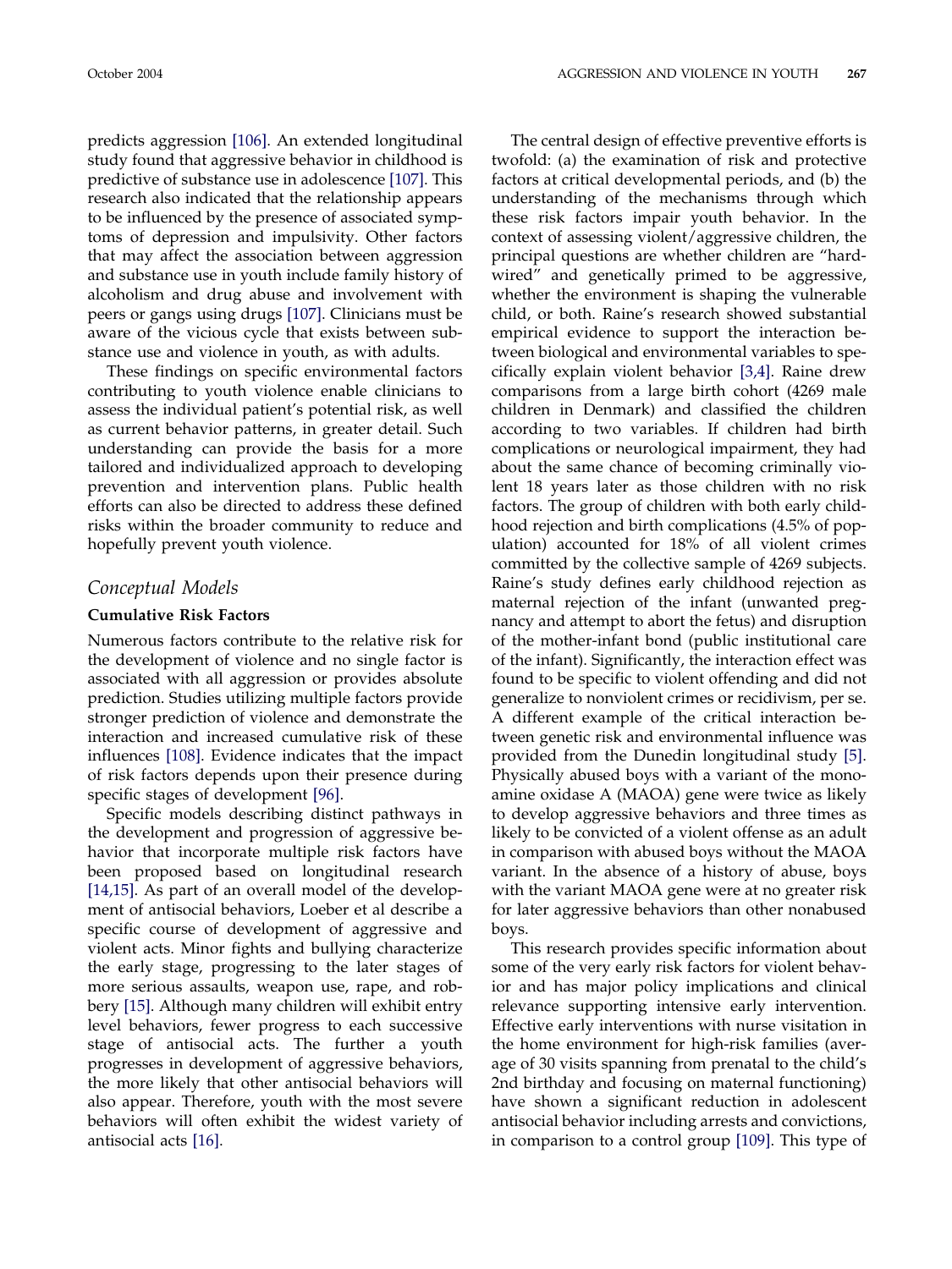predicts aggression [106]. An extended longitudinal study found that aggressive behavior in childhood is predictive of substance use in adolescence [107]. This research also indicated that the relationship appears to be influenced by the presence of associated symptoms of depression and impulsivity. Other factors that may affect the association between aggression and substance use in youth include family history of alcoholism and drug abuse and involvement with peers or gangs using drugs [107]. Clinicians must be aware of the vicious cycle that exists between substance use and violence in youth, as with adults.

These findings on specific environmental factors contributing to youth violence enable clinicians to assess the individual patient's potential risk, as well as current behavior patterns, in greater detail. Such understanding can provide the basis for a more tailored and individualized approach to developing prevention and intervention plans. Public health efforts can also be directed to address these defined risks within the broader community to reduce and hopefully prevent youth violence.

## *Conceptual Models*

### Cumulative Risk Factors

Numerous factors contribute to the relative risk for the development of violence and no single factor is associated with all aggression or provides absolute prediction. Studies utilizing multiple factors provide stronger prediction of violence and demonstrate the interaction and increased cumulative risk of these influences [108]. Evidence indicates that the impact of risk factors depends upon their presence during specific stages of development [96].

Specific models describing distinct pathways in the development and progression of aggressive behavior that incorporate multiple risk factors have been proposed based on longitudinal research [14,15]. As part of an overall model of the development of antisocial behaviors, Loeber et al describe a specific course of development of aggressive and violent acts. Minor fights and bullying characterize the early stage, progressing to the later stages of more serious assaults, weapon use, rape, and robbery [15]. Although many children will exhibit entry level behaviors, fewer progress to each successive stage of antisocial acts. The further a youth progresses in development of aggressive behaviors, the more likely that other antisocial behaviors will also appear. Therefore, youth with the most severe behaviors will often exhibit the widest variety of antisocial acts [16].

The central design of effective preventive efforts is twofold: (a) the examination of risk and protective factors at critical developmental periods, and (b) the understanding of the mechanisms through which these risk factors impair youth behavior. In the context of assessing violent/aggressive children, the principal questions are whether children are "hard-wired" and genetically primed to be aggressive, whether the environment is shaping the vulnerable child, or both. Raine's research showed substantial empirical evidence to support the interaction between biological and environmental variables to specifically explain violent behavior [3,4]. Raine drew comparisons from a large birth cohort (4269 male children in Denmark) and classified the children according to two variables. If children had birth complications or neurological impairment, they had about the same chance of becoming criminally violent 18 years later as those children with no risk factors. The group of children with both early childhood rejection and birth complications (4.5% of population) accounted for 18% of all violent crimes committed by the collective sample of 4269 subjects. Raine's study defines early childhood rejection as maternal rejection of the infant (unwanted pregnancy and attempt to abort the fetus) and disruption of the mother-infant bond (public institutional care of the infant). Significantly, the interaction effect was found to be specific to violent offending and did not generalize to nonviolent crimes or recidivism, per se. A different example of the critical interaction between genetic risk and environmental influence was provided from the Dunedin longitudinal study [5]. Physically abused boys with a variant of the monoamine oxidase A (MAOA) gene were twice as likely to develop aggressive behaviors and three times as likely to be convicted of a violent offense as an adult in comparison with abused boys without the MAOA variant. In the absence of a history of abuse, boys with the variant MAOA gene were at no greater risk for later aggressive behaviors than other nonabused boys.

This research provides specific information about some of the very early risk factors for violent behavior and has major policy implications and clinical relevance supporting intensive early intervention. Effective early interventions with nurse visitation in the home environment for high-risk families (average of 30 visits spanning from prenatal to the child's 2nd birthday and focusing on maternal functioning) have shown a significant reduction in adolescent antisocial behavior including arrests and convictions, in comparison to a control group [109]. This type of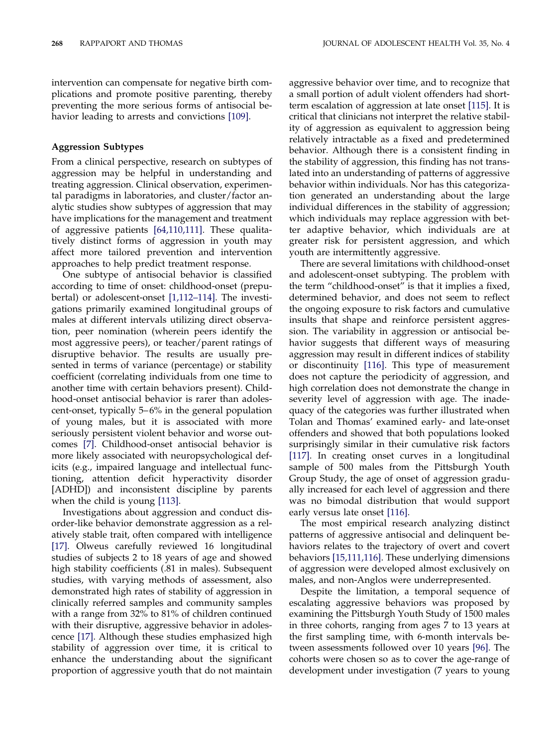intervention can compensate for negative birth complications and promote positive parenting, thereby preventing the more serious forms of antisocial behavior leading to arrests and convictions [109].

### Aggression Subtypes

From a clinical perspective, research on subtypes of aggression may be helpful in understanding and treating aggression. Clinical observation, experimental paradigms in laboratories, and cluster/factor analytic studies show subtypes of aggression that may have implications for the management and treatment of aggressive patients [64,110,111]. These qualitatively distinct forms of aggression in youth may affect more tailored prevention and intervention approaches to help predict treatment response.

One subtype of antisocial behavior is classified according to time of onset: childhood-onset (prepubertal) or adolescent-onset [1,112–114]. The investigations primarily examined longitudinal groups of males at different intervals utilizing direct observation, peer nomination (wherein peers identify the most aggressive peers), or teacher/parent ratings of disruptive behavior. The results are usually presented in terms of variance (percentage) or stability coefficient (correlating individuals from one time to another time with certain behaviors present). Childhood-onset antisocial behavior is rarer than adolescent-onset, typically 5–6% in the general population of young males, but it is associated with more seriously persistent violent behavior and worse outcomes [7]. Childhood-onset antisocial behavior is more likely associated with neuropsychological deficits (e.g., impaired language and intellectual functioning, attention deficit hyperactivity disorder [ADHD]) and inconsistent discipline by parents when the child is young [113].

Investigations about aggression and conduct disorder-like behavior demonstrate aggression as a relatively stable trait, often compared with intelligence [17]. Olweus carefully reviewed 16 longitudinal studies of subjects 2 to 18 years of age and showed high stability coefficients (.81 in males). Subsequent studies, with varying methods of assessment, also demonstrated high rates of stability of aggression in clinically referred samples and community samples with a range from 32% to 81% of children continued with their disruptive, aggressive behavior in adolescence [17]. Although these studies emphasized high stability of aggression over time, it is critical to enhance the understanding about the significant proportion of aggressive youth that do not maintain aggressive behavior over time, and to recognize that a small portion of adult violent offenders had short-term escalation of aggression at late onset [115]. It is critical that clinicians not interpret the relative stability of aggression as equivalent to aggression being relatively intractable as a fixed and predetermined behavior. Although there is a consistent finding in the stability of aggression, this finding has not translated into an understanding of patterns of aggressive behavior within individuals. Nor has this categorization generated an understanding about the large individual differences in the stability of aggression; which individuals may replace aggression with better adaptive behavior, which individuals are at greater risk for persistent aggression, and which youth are intermittently aggressive.

There are several limitations with childhood-onset and adolescent-onset subtyping. The problem with the term "childhood-onset" is that it implies a fixed, determined behavior, and does not seem to reflect the ongoing exposure to risk factors and cumulative insults that shape and reinforce persistent aggression. The variability in aggression or antisocial behavior suggests that different ways of measuring aggression may result in different indices of stability or discontinuity [116]. This type of measurement does not capture the periodicity of aggression, and high correlation does not demonstrate the change in severity level of aggression with age. The inadequacy of the categories was further illustrated when Tolan and Thomas' examined early- and late-onset offenders and showed that both populations looked surprisingly similar in their cumulative risk factors [117]. In creating onset curves in a longitudinal sample of 500 males from the Pittsburgh Youth Group Study, the age of onset of aggression gradually increased for each level of aggression and there was no bimodal distribution that would support early versus late onset [116].

The most empirical research analyzing distinct patterns of aggressive antisocial and delinquent behaviors relates to the trajectory of overt and covert behaviors [15,111,116]. These underlying dimensions of aggression were developed almost exclusively on males, and non-Anglos were underrepresented.

Despite the limitation, a temporal sequence of escalating aggressive behaviors was proposed by examining the Pittsburgh Youth Study of 1500 males in three cohorts, ranging from ages 7 to 13 years at the first sampling time, with 6-month intervals between assessments followed over 10 years [96]. The cohorts were chosen so as to cover the age-range of development under investigation (7 years to young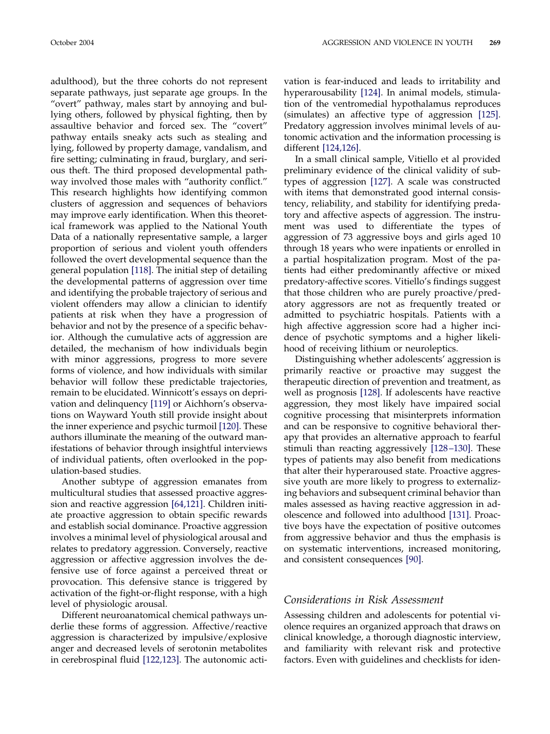adulthood), but the three cohorts do not represent separate pathways, just separate age groups. In the "overt" pathway, males start by annoying and bullying others, followed by physical fighting, then by assaultive behavior and forced sex. The "covert" pathway entails sneaky acts such as stealing and lying, followed by property damage, vandalism, and fire setting; culminating in fraud, burglary, and serious theft. The third proposed developmental pathway involved those males with "authority conflict." This research highlights how identifying common clusters of aggression and sequences of behaviors may improve early identification. When this theoretical framework was applied to the National Youth Data of a nationally representative sample, a larger proportion of serious and violent youth offenders followed the overt developmental sequence than the general population [118]. The initial step of detailing the developmental patterns of aggression over time and identifying the probable trajectory of serious and violent offenders may allow a clinician to identify patients at risk when they have a progression of behavior and not by the presence of a specific behavior. Although the cumulative acts of aggression are detailed, the mechanism of how individuals begin with minor aggressions, progress to more severe forms of violence, and how individuals with similar behavior will follow these predictable trajectories, remain to be elucidated. Winnicott's essays on deprivation and delinquency [119] or Aichhorn's observations on Wayward Youth still provide insight about the inner experience and psychic turmoil [120]. These authors illuminate the meaning of the outward manifestations of behavior through insightful interviews of individual patients, often overlooked in the population-based studies.

Another subtype of aggression emanates from multicultural studies that assessed proactive aggression and reactive aggression [64,121]. Children initiate proactive aggression to obtain specific rewards and establish social dominance. Proactive aggression involves a minimal level of physiological arousal and relates to predatory aggression. Conversely, reactive aggression or affective aggression involves the defensive use of force against a perceived threat or provocation. This defensive stance is triggered by activation of the fight-or-flight response, with a high level of physiologic arousal.

Different neuroanatomical chemical pathways underlie these forms of aggression. Affective/reactive aggression is characterized by impulsive/explosive anger and decreased levels of serotonin metabolites in cerebrospinal fluid [122,123]. The autonomic activation is fear-induced and leads to irritability and hyperarousability [124]. In animal models, stimulation of the ventromedial hypothalamus reproduces (simulates) an affective type of aggression [125]. Predatory aggression involves minimal levels of autonomic activation and the information processing is different [124,126].

In a small clinical sample, Vitiello et al provided preliminary evidence of the clinical validity of subtypes of aggression [127]. A scale was constructed with items that demonstrated good internal consistency, reliability, and stability for identifying predatory and affective aspects of aggression. The instrument was used to differentiate the types of aggression of 73 aggressive boys and girls aged 10 through 18 years who were inpatients or enrolled in a partial hospitalization program. Most of the patients had either predominantly affective or mixed predatory-affective scores. Vitiello's findings suggest that those children who are purely proactive/predatory aggressors are not as frequently treated or admitted to psychiatric hospitals. Patients with a high affective aggression score had a higher incidence of psychotic symptoms and a higher likelihood of receiving lithium or neuroleptics.

Distinguishing whether adolescents' aggression is primarily reactive or proactive may suggest the therapeutic direction of prevention and treatment, as well as prognosis [128]. If adolescents have reactive aggression, they most likely have impaired social cognitive processing that misinterprets information and can be responsive to cognitive behavioral therapy that provides an alternative approach to fearful stimuli than reacting aggressively [128–130]. These types of patients may also benefit from medications that alter their hyperaroused state. Proactive aggressive youth are more likely to progress to externalizing behaviors and subsequent criminal behavior than males assessed as having reactive aggression in adolescence and followed into adulthood [131]. Proactive boys have the expectation of positive outcomes from aggressive behavior and thus the emphasis is on systematic interventions, increased monitoring, and consistent consequences [90].

## *Considerations in Risk Assessment*

Assessing children and adolescents for potential violence requires an organized approach that draws on clinical knowledge, a thorough diagnostic interview, and familiarity with relevant risk and protective factors. Even with guidelines and checklists for iden-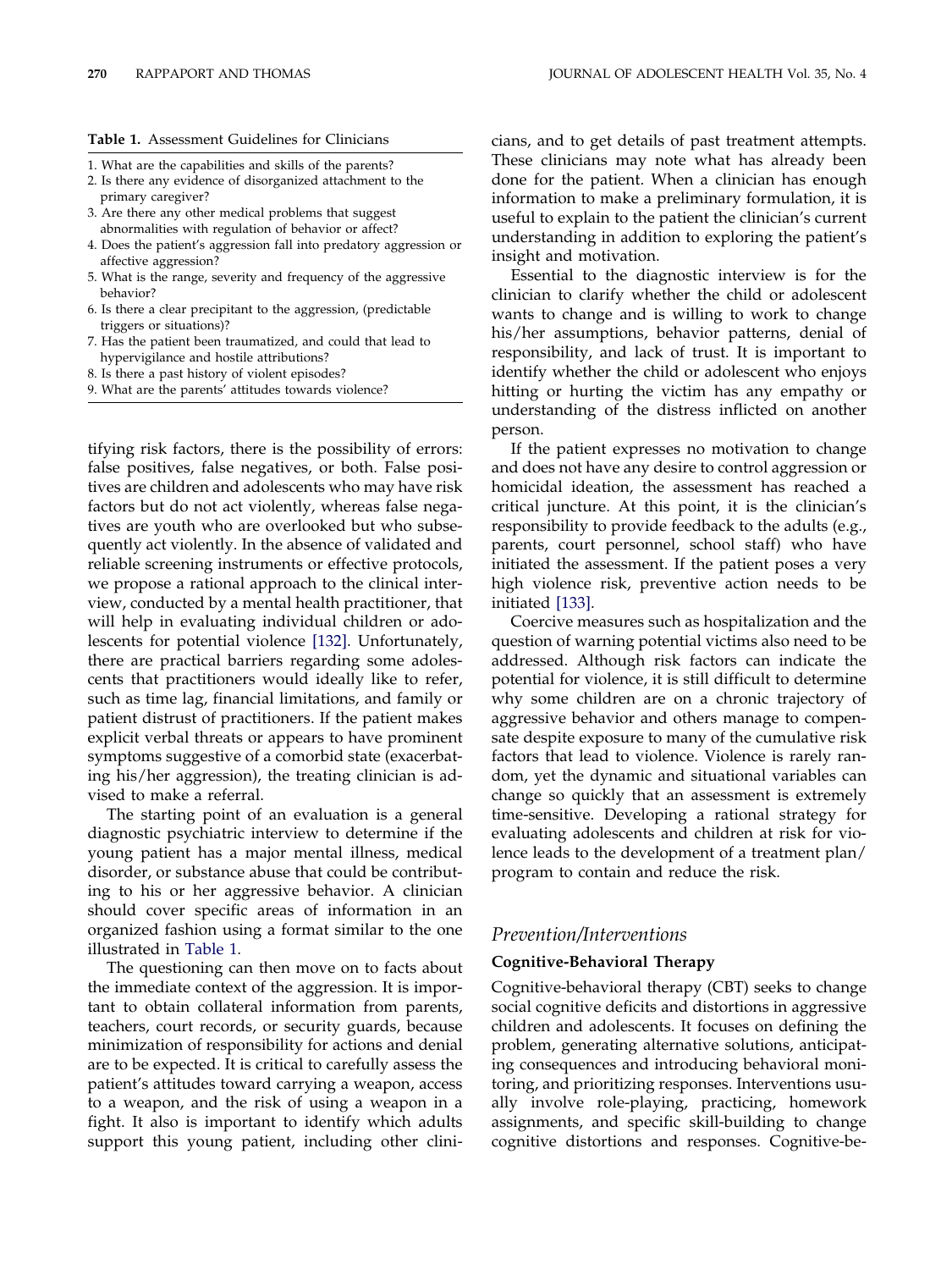**Table 1.** Assessment Guidelines for Clinicians

1. What are the capabilities and skills of the parents?
2. Is there any evidence of disorganized attachment to the primary caregiver?
3. Are there any other medical problems that suggest abnormalities with regulation of behavior or affect?
4. Does the patient's aggression fall into predatory aggression or affective aggression?
5. What is the range, severity and frequency of the aggressive behavior?
6. Is there a clear precipitant to the aggression, (predictable triggers or situations)?
7. Has the patient been traumatized, and could that lead to hypervigilance and hostile attributions?
8. Is there a past history of violent episodes?
9. What are the parents' attitudes towards violence?

tifying risk factors, there is the possibility of errors: false positives, false negatives, or both. False positives are children and adolescents who may have risk factors but do not act violently, whereas false negatives are youth who are overlooked but who subsequently act violently. In the absence of validated and reliable screening instruments or effective protocols, we propose a rational approach to the clinical interview, conducted by a mental health practitioner, that will help in evaluating individual children or adolescents for potential violence [132]. Unfortunately, there are practical barriers regarding some adolescents that practitioners would ideally like to refer, such as time lag, financial limitations, and family or patient distrust of practitioners. If the patient makes explicit verbal threats or appears to have prominent symptoms suggestive of a comorbid state (exacerbating his/her aggression), the treating clinician is advised to make a referral.

The starting point of an evaluation is a general diagnostic psychiatric interview to determine if the young patient has a major mental illness, medical disorder, or substance abuse that could be contributing to his or her aggressive behavior. A clinician should cover specific areas of information in an organized fashion using a format similar to the one illustrated in Table 1.

The questioning can then move on to facts about the immediate context of the aggression. It is important to obtain collateral information from parents, teachers, court records, or security guards, because minimization of responsibility for actions and denial are to be expected. It is critical to carefully assess the patient's attitudes toward carrying a weapon, access to a weapon, and the risk of using a weapon in a fight. It also is important to identify which adults support this young patient, including other clinicians, and to get details of past treatment attempts. These clinicians may note what has already been done for the patient. When a clinician has enough information to make a preliminary formulation, it is useful to explain to the patient the clinician's current understanding in addition to exploring the patient's insight and motivation.

Essential to the diagnostic interview is for the clinician to clarify whether the child or adolescent wants to change and is willing to work to change his/her assumptions, behavior patterns, denial of responsibility, and lack of trust. It is important to identify whether the child or adolescent who enjoys hitting or hurting the victim has any empathy or understanding of the distress inflicted on another person.

If the patient expresses no motivation to change and does not have any desire to control aggression or homicidal ideation, the assessment has reached a critical juncture. At this point, it is the clinician's responsibility to provide feedback to the adults (e.g., parents, court personnel, school staff) who have initiated the assessment. If the patient poses a very high violence risk, preventive action needs to be initiated [133].

Coercive measures such as hospitalization and the question of warning potential victims also need to be addressed. Although risk factors can indicate the potential for violence, it is still difficult to determine why some children are on a chronic trajectory of aggressive behavior and others manage to compensate despite exposure to many of the cumulative risk factors that lead to violence. Violence is rarely random, yet the dynamic and situational variables can change so quickly that an assessment is extremely time-sensitive. Developing a rational strategy for evaluating adolescents and children at risk for violence leads to the development of a treatment plan/program to contain and reduce the risk.

## *Prevention/Interventions*

### Cognitive-Behavioral Therapy

Cognitive-behavioral therapy (CBT) seeks to change social cognitive deficits and distortions in aggressive children and adolescents. It focuses on defining the problem, generating alternative solutions, anticipating consequences and introducing behavioral monitoring, and prioritizing responses. Interventions usually involve role-playing, practicing, homework assignments, and specific skill-building to change cognitive distortions and responses. Cognitive-be-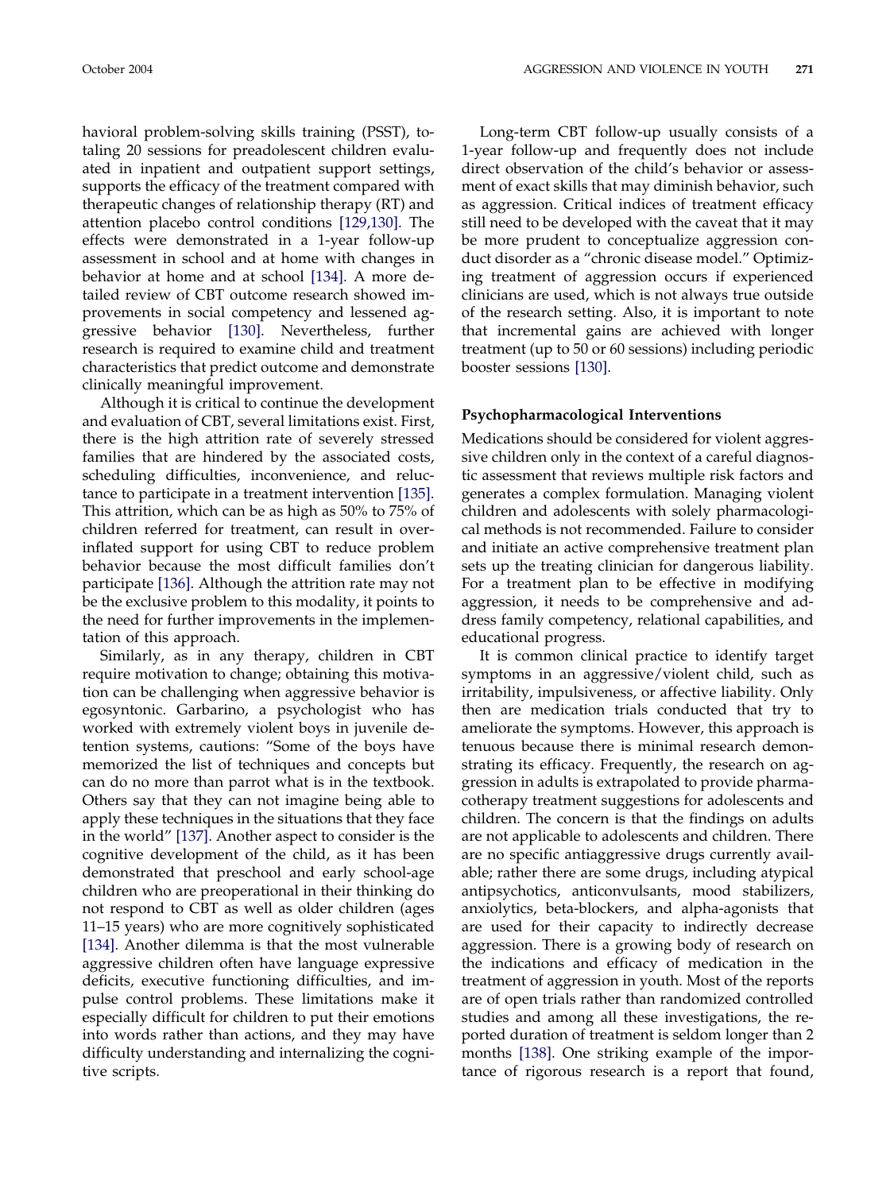havioral problem-solving skills training (PSST), totaling 20 sessions for preadolescent children evaluated in inpatient and outpatient support settings, supports the efficacy of the treatment compared with therapeutic changes of relationship therapy (RT) and attention placebo control conditions [129,130]. The effects were demonstrated in a 1-year follow-up assessment in school and at home with changes in behavior at home and at school [134]. A more detailed review of CBT outcome research showed improvements in social competency and lessened aggressive behavior [130]. Nevertheless, further research is required to examine child and treatment characteristics that predict outcome and demonstrate clinically meaningful improvement.

Although it is critical to continue the development and evaluation of CBT, several limitations exist. First, there is the high attrition rate of severely stressed families that are hindered by the associated costs, scheduling difficulties, inconvenience, and reluctance to participate in a treatment intervention [135]. This attrition, which can be as high as 50% to 75% of children referred for treatment, can result in overinflated support for using CBT to reduce problem behavior because the most difficult families don't participate [136]. Although the attrition rate may not be the exclusive problem to this modality, it points to the need for further improvements in the implementation of this approach.

Similarly, as in any therapy, children in CBT require motivation to change; obtaining this motivation can be challenging when aggressive behavior is egosyntonic. Garbarino, a psychologist who has worked with extremely violent boys in juvenile detention systems, cautions: "Some of the boys have memorized the list of techniques and concepts but can do no more than parrot what is in the textbook. Others say that they can not imagine being able to apply these techniques in the situations that they face in the world" [137]. Another aspect to consider is the cognitive development of the child, as it has been demonstrated that preschool and early school-age children who are preoperational in their thinking do not respond to CBT as well as older children (ages 11–15 years) who are more cognitively sophisticated [134]. Another dilemma is that the most vulnerable aggressive children often have language expressive deficits, executive functioning difficulties, and impulse control problems. These limitations make it especially difficult for children to put their emotions into words rather than actions, and they may have difficulty understanding and internalizing the cognitive scripts.

Long-term CBT follow-up usually consists of a 1-year follow-up and frequently does not include direct observation of the child's behavior or assessment of exact skills that may diminish behavior, such as aggression. Critical indices of treatment efficacy still need to be developed with the caveat that it may be more prudent to conceptualize aggression conduct disorder as a "chronic disease model." Optimizing treatment of aggression occurs if experienced clinicians are used, which is not always true outside of the research setting. Also, it is important to note that incremental gains are achieved with longer treatment (up to 50 or 60 sessions) including periodic booster sessions [130].

## Psychopharmacological Interventions

Medications should be considered for violent aggressive children only in the context of a careful diagnostic assessment that reviews multiple risk factors and generates a complex formulation. Managing violent children and adolescents with solely pharmacological methods is not recommended. Failure to consider and initiate an active comprehensive treatment plan sets up the treating clinician for dangerous liability. For a treatment plan to be effective in modifying aggression, it needs to be comprehensive and address family competency, relational capabilities, and educational progress.

It is common clinical practice to identify target symptoms in an aggressive/violent child, such as irritability, impulsiveness, or affective liability. Only then are medication trials conducted that try to ameliorate the symptoms. However, this approach is tenuous because there is minimal research demonstrating its efficacy. Frequently, the research on aggression in adults is extrapolated to provide pharmacotherapy treatment suggestions for adolescents and children. The concern is that the findings on adults are not applicable to adolescents and children. There are no specific antiaggressive drugs currently available; rather there are some drugs, including atypical antipsychotics, anticonvulsants, mood stabilizers, anxiolytics, beta-blockers, and alpha-agonists that are used for their capacity to indirectly decrease aggression. There is a growing body of research on the indications and efficacy of medication in the treatment of aggression in youth. Most of the reports are of open trials rather than randomized controlled studies and among all these investigations, the reported duration of treatment is seldom longer than 2 months [138]. One striking example of the importance of rigorous research is a report that found,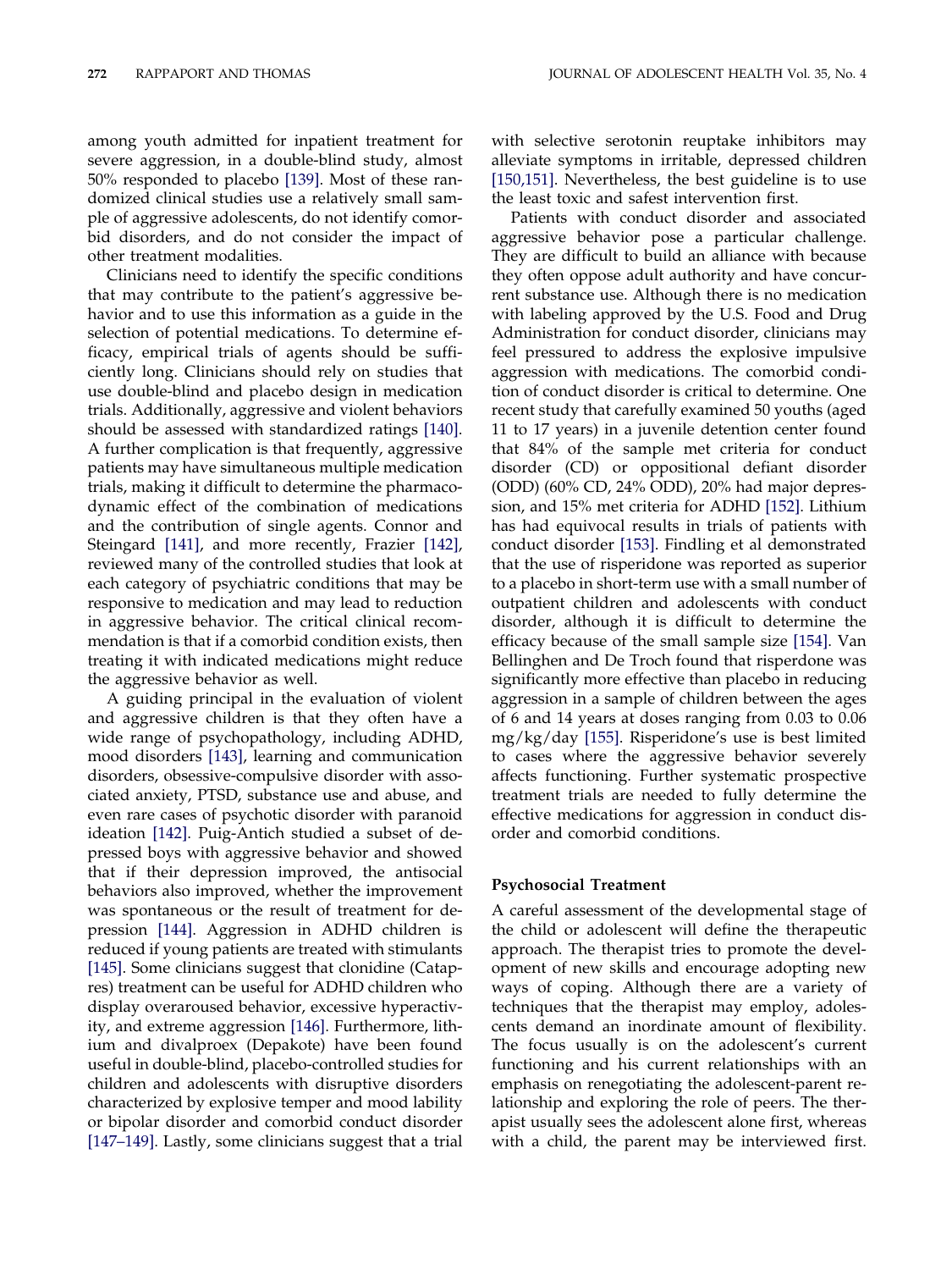among youth admitted for inpatient treatment for severe aggression, in a double-blind study, almost 50% responded to placebo [139]. Most of these randomized clinical studies use a relatively small sample of aggressive adolescents, do not identify comorbid disorders, and do not consider the impact of other treatment modalities.

Clinicians need to identify the specific conditions that may contribute to the patient's aggressive behavior and to use this information as a guide in the selection of potential medications. To determine efficacy, empirical trials of agents should be sufficiently long. Clinicians should rely on studies that use double-blind and placebo design in medication trials. Additionally, aggressive and violent behaviors should be assessed with standardized ratings [140]. A further complication is that frequently, aggressive patients may have simultaneous multiple medication trials, making it difficult to determine the pharmacodynamic effect of the combination of medications and the contribution of single agents. Connor and Steingard [141], and more recently, Frazier [142], reviewed many of the controlled studies that look at each category of psychiatric conditions that may be responsive to medication and may lead to reduction in aggressive behavior. The critical clinical recommendation is that if a comorbid condition exists, then treating it with indicated medications might reduce the aggressive behavior as well.

A guiding principal in the evaluation of violent and aggressive children is that they often have a wide range of psychopathology, including ADHD, mood disorders [143], learning and communication disorders, obsessive-compulsive disorder with associated anxiety, PTSD, substance use and abuse, and even rare cases of psychotic disorder with paranoid ideation [142]. Puig-Antich studied a subset of depressed boys with aggressive behavior and showed that if their depression improved, the antisocial behaviors also improved, whether the improvement was spontaneous or the result of treatment for depression [144]. Aggression in ADHD children is reduced if young patients are treated with stimulants [145]. Some clinicians suggest that clonidine (Catapres) treatment can be useful for ADHD children who display overaroused behavior, excessive hyperactivity, and extreme aggression [146]. Furthermore, lithium and divalproex (Depakote) have been found useful in double-blind, placebo-controlled studies for children and adolescents with disruptive disorders characterized by explosive temper and mood lability or bipolar disorder and comorbid conduct disorder [147–149]. Lastly, some clinicians suggest that a trial with selective serotonin reuptake inhibitors may alleviate symptoms in irritable, depressed children [150,151]. Nevertheless, the best guideline is to use the least toxic and safest intervention first.

Patients with conduct disorder and associated aggressive behavior pose a particular challenge. They are difficult to build an alliance with because they often oppose adult authority and have concurrent substance use. Although there is no medication with labeling approved by the U.S. Food and Drug Administration for conduct disorder, clinicians may feel pressured to address the explosive impulsive aggression with medications. The comorbid condition of conduct disorder is critical to determine. One recent study that carefully examined 50 youths (aged 11 to 17 years) in a juvenile detention center found that 84% of the sample met criteria for conduct disorder (CD) or oppositional defiant disorder (ODD) (60% CD, 24% ODD), 20% had major depression, and 15% met criteria for ADHD [152]. Lithium has had equivocal results in trials of patients with conduct disorder [153]. Findling et al demonstrated that the use of risperidone was reported as superior to a placebo in short-term use with a small number of outpatient children and adolescents with conduct disorder, although it is difficult to determine the efficacy because of the small sample size [154]. Van Bellinghen and De Troch found that risperdone was significantly more effective than placebo in reducing aggression in a sample of children between the ages of 6 and 14 years at doses ranging from 0.03 to 0.06 mg/kg/day [155]. Risperidone's use is best limited to cases where the aggressive behavior severely affects functioning. Further systematic prospective treatment trials are needed to fully determine the effective medications for aggression in conduct disorder and comorbid conditions.

### Psychosocial Treatment

A careful assessment of the developmental stage of the child or adolescent will define the therapeutic approach. The therapist tries to promote the development of new skills and encourage adopting new ways of coping. Although there are a variety of techniques that the therapist may employ, adolescents demand an inordinate amount of flexibility. The focus usually is on the adolescent's current functioning and his current relationships with an emphasis on renegotiating the adolescent-parent relationship and exploring the role of peers. The therapist usually sees the adolescent alone first, whereas with a child, the parent may be interviewed first.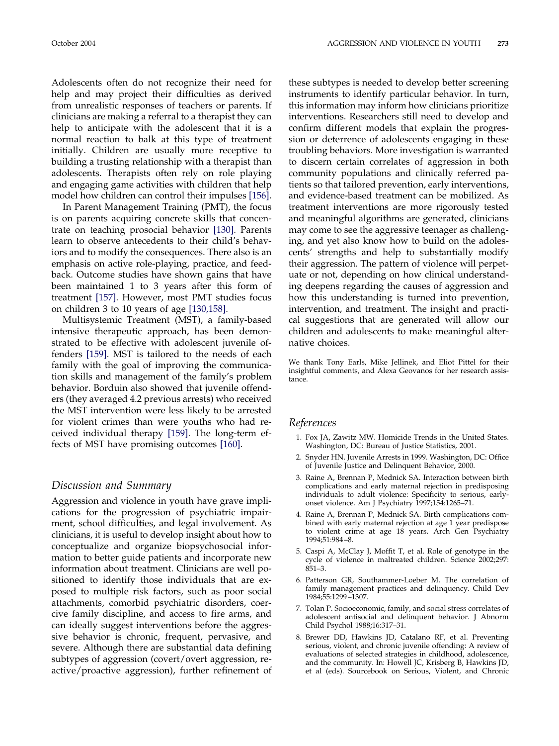Adolescents often do not recognize their need for help and may project their difficulties as derived from unrealistic responses of teachers or parents. If clinicians are making a referral to a therapist they can help to anticipate with the adolescent that it is a normal reaction to balk at this type of treatment initially. Children are usually more receptive to building a trusting relationship with a therapist than adolescents. Therapists often rely on role playing and engaging game activities with children that help model how children can control their impulses [156].

In Parent Management Training (PMT), the focus is on parents acquiring concrete skills that concentrate on teaching prosocial behavior [130]. Parents learn to observe antecedents to their child's behaviors and to modify the consequences. There also is an emphasis on active role-playing, practice, and feedback. Outcome studies have shown gains that have been maintained 1 to 3 years after this form of treatment [157]. However, most PMT studies focus on children 3 to 10 years of age [130,158].

Multisystemic Treatment (MST), a family-based intensive therapeutic approach, has been demonstrated to be effective with adolescent juvenile offenders [159]. MST is tailored to the needs of each family with the goal of improving the communication skills and management of the family's problem behavior. Borduin also showed that juvenile offenders (they averaged 4.2 previous arrests) who received the MST intervention were less likely to be arrested for violent crimes than were youths who had received individual therapy [159]. The long-term effects of MST have promising outcomes [160].

## *Discussion and Summary*

Aggression and violence in youth have grave implications for the progression of psychiatric impairment, school difficulties, and legal involvement. As clinicians, it is useful to develop insight about how to conceptualize and organize biopsychosocial information to better guide patients and incorporate new information about treatment. Clinicians are well positioned to identify those individuals that are exposed to multiple risk factors, such as poor social attachments, comorbid psychiatric disorders, coercive family discipline, and access to fire arms, and can ideally suggest interventions before the aggressive behavior is chronic, frequent, pervasive, and severe. Although there are substantial data defining subtypes of aggression (covert/overt aggression, reactive/proactive aggression), further refinement of these subtypes is needed to develop better screening instruments to identify particular behavior. In turn, this information may inform how clinicians prioritize interventions. Researchers still need to develop and confirm different models that explain the progression or deterrence of adolescents engaging in these troubling behaviors. More investigation is warranted to discern certain correlates of aggression in both community populations and clinically referred patients so that tailored prevention, early interventions, and evidence-based treatment can be mobilized. As treatment interventions are more rigorously tested and meaningful algorithms are generated, clinicians may come to see the aggressive teenager as challenging, and yet also know how to build on the adolescents' strengths and help to substantially modify their aggression. The pattern of violence will perpetuate or not, depending on how clinical understanding deepens regarding the causes of aggression and how this understanding is turned into prevention, intervention, and treatment. The insight and practical suggestions that are generated will allow our children and adolescents to make meaningful alternative choices.

We thank Tony Earls, Mike Jellinek, and Eliot Pittel for their insightful comments, and Alexa Geovanos for her research assistance.

## *References*

1. Fox JA, Zawitz MW. Homicide Trends in the United States. Washington, DC: Bureau of Justice Statistics, 2001.
2. Snyder HN. Juvenile Arrests in 1999. Washington, DC: Office of Juvenile Justice and Delinquent Behavior, 2000.
3. Raine A, Brennan P, Mednick SA. Interaction between birth complications and early maternal rejection in predisposing individuals to adult violence: Specificity to serious, early-onset violence. Am J Psychiatry 1997;154:1265–71.
4. Raine A, Brennan P, Mednick SA. Birth complications combined with early maternal rejection at age 1 year predispose to violent crime at age 18 years. Arch Gen Psychiatry 1994;51:984–8.
5. Caspi A, McClay J, Moffit T, et al. Role of genotype in the cycle of violence in maltreated children. Science 2002;297: 851–3.
6. Patterson GR, Southammer-Loeber M. The correlation of family management practices and delinquency. Child Dev 1984;55:1299–1307.
7. Tolan P. Socioeconomic, family, and social stress correlates of adolescent antisocial and delinquent behavior. J Abnorm Child Psychol 1988;16:317–31.
8. Brewer DD, Hawkins JD, Catalano RF, et al. Preventing serious, violent, and chronic juvenile offending: A review of evaluations of selected strategies in childhood, adolescence, and the community. In: Howell JC, Krisberg B, Hawkins JD, et al (eds). Sourcebook on Serious, Violent, and Chronic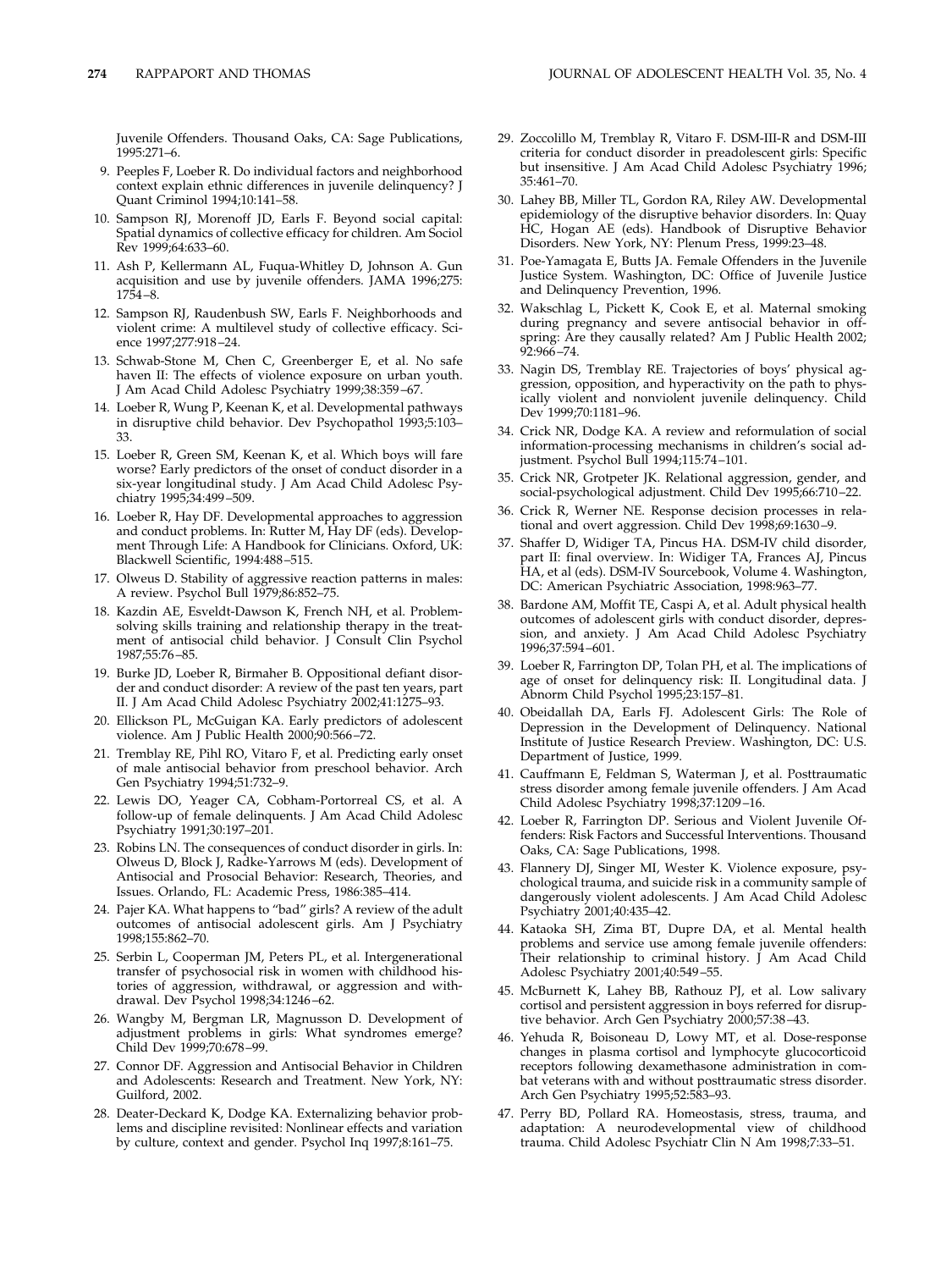Juvenile Offenders. Thousand Oaks, CA: Sage Publications, 1995:271–6.

9. Peeples F, Loeber R. Do individual factors and neighborhood context explain ethnic differences in juvenile delinquency? J Quant Criminol 1994;10:141–58.
10. Sampson RJ, Morenoff JD, Earls F. Beyond social capital: Spatial dynamics of collective efficacy for children. Am Sociol Rev 1999;64:633–60.
11. Ash P, Kellermann AL, Fuqua-Whitley D, Johnson A. Gun acquisition and use by juvenile offenders. JAMA 1996;275:1754–8.
12. Sampson RJ, Raudenbush SW, Earls F. Neighborhoods and violent crime: A multilevel study of collective efficacy. Science 1997;277:918–24.
13. Schwab-Stone M, Chen C, Greenberger E, et al. No safe haven II: The effects of violence exposure on urban youth. J Am Acad Child Adolesc Psychiatry 1999;38:359–67.
14. Loeber R, Wung P, Keenan K, et al. Developmental pathways in disruptive child behavior. Dev Psychopathol 1993;5:103–33.
15. Loeber R, Green SM, Keenan K, et al. Which boys will fare worse? Early predictors of the onset of conduct disorder in a six-year longitudinal study. J Am Acad Child Adolesc Psychiatry 1995;34:499–509.
16. Loeber R, Hay DF. Developmental approaches to aggression and conduct problems. In: Rutter M, Hay DF (eds). Development Through Life: A Handbook for Clinicians. Oxford, UK: Blackwell Scientific, 1994:488–515.
17. Olweus D. Stability of aggressive reaction patterns in males: A review. Psychol Bull 1979;86:852–75.
18. Kazdin AE, Esveldt-Dawson K, French NH, et al. Problem-solving skills training and relationship therapy in the treatment of antisocial child behavior. J Consult Clin Psychol 1987;55:76–85.
19. Burke JD, Loeber R, Birmaher B. Oppositional defiant disorder and conduct disorder: A review of the past ten years, part II. J Am Acad Child Adolesc Psychiatry 2002;41:1275–93.
20. Ellickson PL, McGuigan KA. Early predictors of adolescent violence. Am J Public Health 2000;90:566–72.
21. Tremblay RE, Pihl RO, Vitaro F, et al. Predicting early onset of male antisocial behavior from preschool behavior. Arch Gen Psychiatry 1994;51:732–9.
22. Lewis DO, Yeager CA, Cobham-Portorreal CS, et al. A follow-up of female delinquents. J Am Acad Child Adolesc Psychiatry 1991;30:197–201.
23. Robins LN. The consequences of conduct disorder in girls. In: Olweus D, Block J, Radke-Yarrows M (eds). Development of Antisocial and Prosocial Behavior: Research, Theories, and Issues. Orlando, FL: Academic Press, 1986:385–414.
24. Pajer KA. What happens to "bad" girls? A review of the adult outcomes of antisocial adolescent girls. Am J Psychiatry 1998;155:862–70.
25. Serbin L, Cooperman JM, Peters PL, et al. Intergenerational transfer of psychosocial risk in women with childhood histories of aggression, withdrawal, or aggression and withdrawal. Dev Psychol 1998;34:1246–62.
26. Wangby M, Bergman LR, Magnusson D. Development of adjustment problems in girls: What syndromes emerge? Child Dev 1999;70:678–99.
27. Connor DF. Aggression and Antisocial Behavior in Children and Adolescents: Research and Treatment. New York, NY: Guilford, 2002.
28. Deater-Deckard K, Dodge KA. Externalizing behavior problems and discipline revisited: Nonlinear effects and variation by culture, context and gender. Psychol Inq 1997;8:161–75.
29. Zoccolillo M, Tremblay R, Vitaro F. DSM-III-R and DSM-III criteria for conduct disorder in preadolescent girls: Specific but insensitive. J Am Acad Child Adolesc Psychiatry 1996;35:461–70.
30. Lahey BB, Miller TL, Gordon RA, Riley AW. Developmental epidemiology of the disruptive behavior disorders. In: Quay HC, Hogan AE (eds). Handbook of Disruptive Behavior Disorders. New York, NY: Plenum Press, 1999:23–48.
31. Poe-Yamagata E, Butts JA. Female Offenders in the Juvenile Justice System. Washington, DC: Office of Juvenile Justice and Delinquency Prevention, 1996.
32. Wakschlag L, Pickett K, Cook E, et al. Maternal smoking during pregnancy and severe antisocial behavior in offspring: Are they causally related? Am J Public Health 2002;92:966–74.
33. Nagin DS, Tremblay RE. Trajectories of boys' physical aggression, opposition, and hyperactivity on the path to physically violent and nonviolent juvenile delinquency. Child Dev 1999;70:1181–96.
34. Crick NR, Dodge KA. A review and reformulation of social information-processing mechanisms in children's social adjustment. Psychol Bull 1994;115:74–101.
35. Crick NR, Grotpeter JK. Relational aggression, gender, and social-psychological adjustment. Child Dev 1995;66:710–22.
36. Crick R, Werner NE. Response decision processes in relational and overt aggression. Child Dev 1998;69:1630–9.
37. Shaffer D, Widiger TA, Pincus HA. DSM-IV child disorder, part II: final overview. In: Widiger TA, Frances AJ, Pincus HA, et al (eds). DSM-IV Sourcebook, Volume 4. Washington, DC: American Psychiatric Association, 1998:963–77.
38. Bardone AM, Moffit TE, Caspi A, et al. Adult physical health outcomes of adolescent girls with conduct disorder, depression, and anxiety. J Am Acad Child Adolesc Psychiatry 1996;37:594–601.
39. Loeber R, Farrington DP, Tolan PH, et al. The implications of age of onset for delinquency risk: II. Longitudinal data. J Abnorm Child Psychol 1995;23:157–81.
40. Obeidallah DA, Earls FJ. Adolescent Girls: The Role of Depression in the Development of Delinquency. National Institute of Justice Research Preview. Washington, DC: U.S. Department of Justice, 1999.
41. Cauffmann E, Feldman S, Waterman J, et al. Posttraumatic stress disorder among female juvenile offenders. J Am Acad Child Adolesc Psychiatry 1998;37:1209–16.
42. Loeber R, Farrington DP. Serious and Violent Juvenile Offenders: Risk Factors and Successful Interventions. Thousand Oaks, CA: Sage Publications, 1998.
43. Flannery DJ, Singer MI, Wester K. Violence exposure, psychological trauma, and suicide risk in a community sample of dangerously violent adolescents. J Am Acad Child Adolesc Psychiatry 2001;40:435–42.
44. Kataoka SH, Zima BT, Dupre DA, et al. Mental health problems and service use among female juvenile offenders: Their relationship to criminal history. J Am Acad Child Adolesc Psychiatry 2001;40:549–55.
45. McBurnett K, Lahey BB, Rathouz PJ, et al. Low salivary cortisol and persistent aggression in boys referred for disruptive behavior. Arch Gen Psychiatry 2000;57:38–43.
46. Yehuda R, Boisoneau D, Lowy MT, et al. Dose-response changes in plasma cortisol and lymphocyte glucocorticoid receptors following dexamethasone administration in combat veterans with and without posttraumatic stress disorder. Arch Gen Psychiatry 1995;52:583–93.
47. Perry BD, Pollard RA. Homeostasis, stress, trauma, and adaptation: A neurodevelopmental view of childhood trauma. Child Adolesc Psychiatr Clin N Am 1998;7:33–51.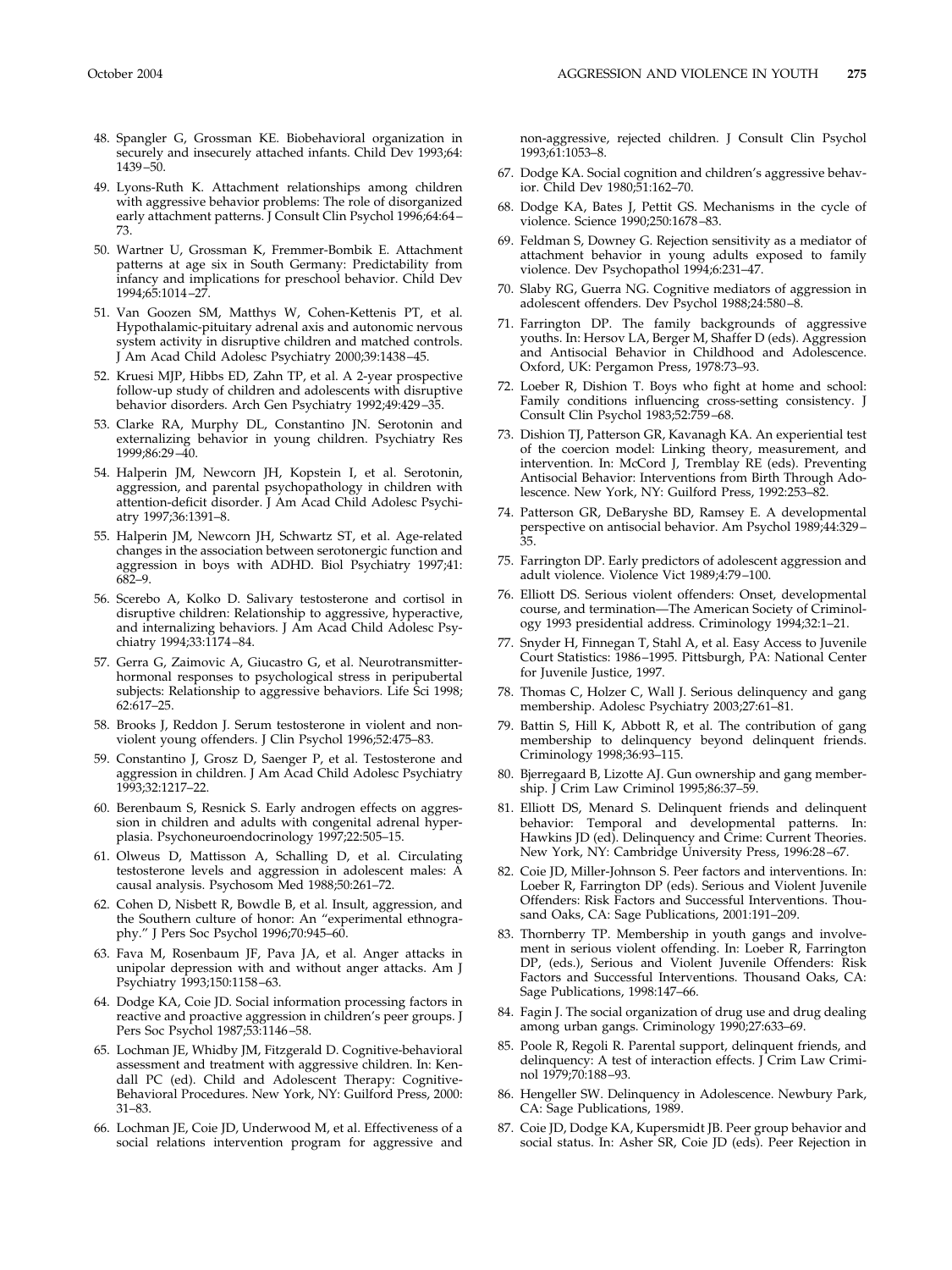48. Spangler G, Grossman KE. Biobehavioral organization in securely and insecurely attached infants. Child Dev 1993;64: 1439–50.
49. Lyons-Ruth K. Attachment relationships among children with aggressive behavior problems: The role of disorganized early attachment patterns. J Consult Clin Psychol 1996;64:64–73.
50. Wartner U, Grossman K, Fremmer-Bombik E. Attachment patterns at age six in South Germany: Predictability from infancy and implications for preschool behavior. Child Dev 1994;65:1014–27.
51. Van Goozen SM, Matthys W, Cohen-Kettenis PT, et al. Hypothalamic-pituitary adrenal axis and autonomic nervous system activity in disruptive children and matched controls. J Am Acad Child Adolesc Psychiatry 2000;39:1438–45.
52. Kruesi MJP, Hibbs ED, Zahn TP, et al. A 2-year prospective follow-up study of children and adolescents with disruptive behavior disorders. Arch Gen Psychiatry 1992;49:429–35.
53. Clarke RA, Murphy DL, Constantino JN. Serotonin and externalizing behavior in young children. Psychiatry Res 1999;86:29–40.
54. Halperin JM, Newcorn JH, Kopstein I, et al. Serotonin, aggression, and parental psychopathology in children with attention-deficit disorder. J Am Acad Child Adolesc Psychiatry 1997;36:1391–8.
55. Halperin JM, Newcorn JH, Schwartz ST, et al. Age-related changes in the association between serotonergic function and aggression in boys with ADHD. Biol Psychiatry 1997;41: 682–9.
56. Scerebo A, Kolko D. Salivary testosterone and cortisol in disruptive children: Relationship to aggressive, hyperactive, and internalizing behaviors. J Am Acad Child Adolesc Psychiatry 1994;33:1174–84.
57. Gerra G, Zaimovic A, Giucastro G, et al. Neurotransmitter-hormonal responses to psychological stress in peripubertal subjects: Relationship to aggressive behaviors. Life Sci 1998; 62:617–25.
58. Brooks J, Reddon J. Serum testosterone in violent and non-violent young offenders. J Clin Psychol 1996;52:475–83.
59. Constantino J, Grosz D, Saenger P, et al. Testosterone and aggression in children. J Am Acad Child Adolesc Psychiatry 1993;32:1217–22.
60. Berenbaum S, Resnick S. Early androgen effects on aggression in children and adults with congenital adrenal hyperplasia. Psychoneuroendocrinology 1997;22:505–15.
61. Olweus D, Mattisson A, Schalling D, et al. Circulating testosterone levels and aggression in adolescent males: A causal analysis. Psychosom Med 1988;50:261–72.
62. Cohen D, Nisbett R, Bowdle B, et al. Insult, aggression, and the Southern culture of honor: An "experimental ethnography." J Pers Soc Psychol 1996;70:945–60.
63. Fava M, Rosenbaum JF, Pava JA, et al. Anger attacks in unipolar depression with and without anger attacks. Am J Psychiatry 1993;150:1158–63.
64. Dodge KA, Coie JD. Social information processing factors in reactive and proactive aggression in children's peer groups. J Pers Soc Psychol 1987;53:1146–58.
65. Lochman JE, Whidby JM, Fitzgerald D. Cognitive-behavioral assessment and treatment with aggressive children. In: Kendall PC (ed). Child and Adolescent Therapy: Cognitive-Behavioral Procedures. New York, NY: Guilford Press, 2000: 31–83.
66. Lochman JE, Coie JD, Underwood M, et al. Effectiveness of a social relations intervention program for aggressive and non-aggressive, rejected children. J Consult Clin Psychol 1993;61:1053–8.
67. Dodge KA. Social cognition and children's aggressive behavior. Child Dev 1980;51:162–70.
68. Dodge KA, Bates J, Pettit GS. Mechanisms in the cycle of violence. Science 1990;250:1678–83.
69. Feldman S, Downey G. Rejection sensitivity as a mediator of attachment behavior in young adults exposed to family violence. Dev Psychopathol 1994;6:231–47.
70. Slaby RG, Guerra NG. Cognitive mediators of aggression in adolescent offenders. Dev Psychol 1988;24:580–8.
71. Farrington DP. The family backgrounds of aggressive youths. In: Hersov LA, Berger M, Shaffer D (eds). Aggression and Antisocial Behavior in Childhood and Adolescence. Oxford, UK: Pergamon Press, 1978:73–93.
72. Loeber R, Dishion T. Boys who fight at home and school: Family conditions influencing cross-setting consistency. J Consult Clin Psychol 1983;52:759–68.
73. Dishion TJ, Patterson GR, Kavanagh KA. An experiential test of the coercion model: Linking theory, measurement, and intervention. In: McCord J, Tremblay RE (eds). Preventing Antisocial Behavior: Interventions from Birth Through Adolescence. New York, NY: Guilford Press, 1992:253–82.
74. Patterson GR, DeBaryshe BD, Ramsey E. A developmental perspective on antisocial behavior. Am Psychol 1989;44:329–35.
75. Farrington DP. Early predictors of adolescent aggression and adult violence. Violence Vict 1989;4:79–100.
76. Elliott DS. Serious violent offenders: Onset, developmental course, and termination—The American Society of Criminology 1993 presidential address. Criminology 1994;32:1–21.
77. Snyder H, Finnegan T, Stahl A, et al. Easy Access to Juvenile Court Statistics: 1986–1995. Pittsburgh, PA: National Center for Juvenile Justice, 1997.
78. Thomas C, Holzer C, Wall J. Serious delinquency and gang membership. Adolesc Psychiatry 2003;27:61–81.
79. Battin S, Hill K, Abbott R, et al. The contribution of gang membership to delinquency beyond delinquent friends. Criminology 1998;36:93–115.
80. Bjerregaard B, Lizotte AJ. Gun ownership and gang membership. J Crim Law Criminol 1995;86:37–59.
81. Elliott DS, Menard S. Delinquent friends and delinquent behavior: Temporal and developmental patterns. In: Hawkins JD (ed). Delinquency and Crime: Current Theories. New York, NY: Cambridge University Press, 1996:28–67.
82. Coie JD, Miller-Johnson S. Peer factors and interventions. In: Loeber R, Farrington DP (eds). Serious and Violent Juvenile Offenders: Risk Factors and Successful Interventions. Thousand Oaks, CA: Sage Publications, 2001:191–209.
83. Thornberry TP. Membership in youth gangs and involvement in serious violent offending. In: Loeber R, Farrington DP, (eds.), Serious and Violent Juvenile Offenders: Risk Factors and Successful Interventions. Thousand Oaks, CA: Sage Publications, 1998:147–66.
84. Fagin J. The social organization of drug use and drug dealing among urban gangs. Criminology 1990;27:633–69.
85. Poole R, Regoli R. Parental support, delinquent friends, and delinquency: A test of interaction effects. J Crim Law Criminol 1979;70:188–93.
86. Hengeller SW. Delinquency in Adolescence. Newbury Park, CA: Sage Publications, 1989.
87. Coie JD, Dodge KA, Kupersmidt JB. Peer group behavior and social status. In: Asher SR, Coie JD (eds). Peer Rejection in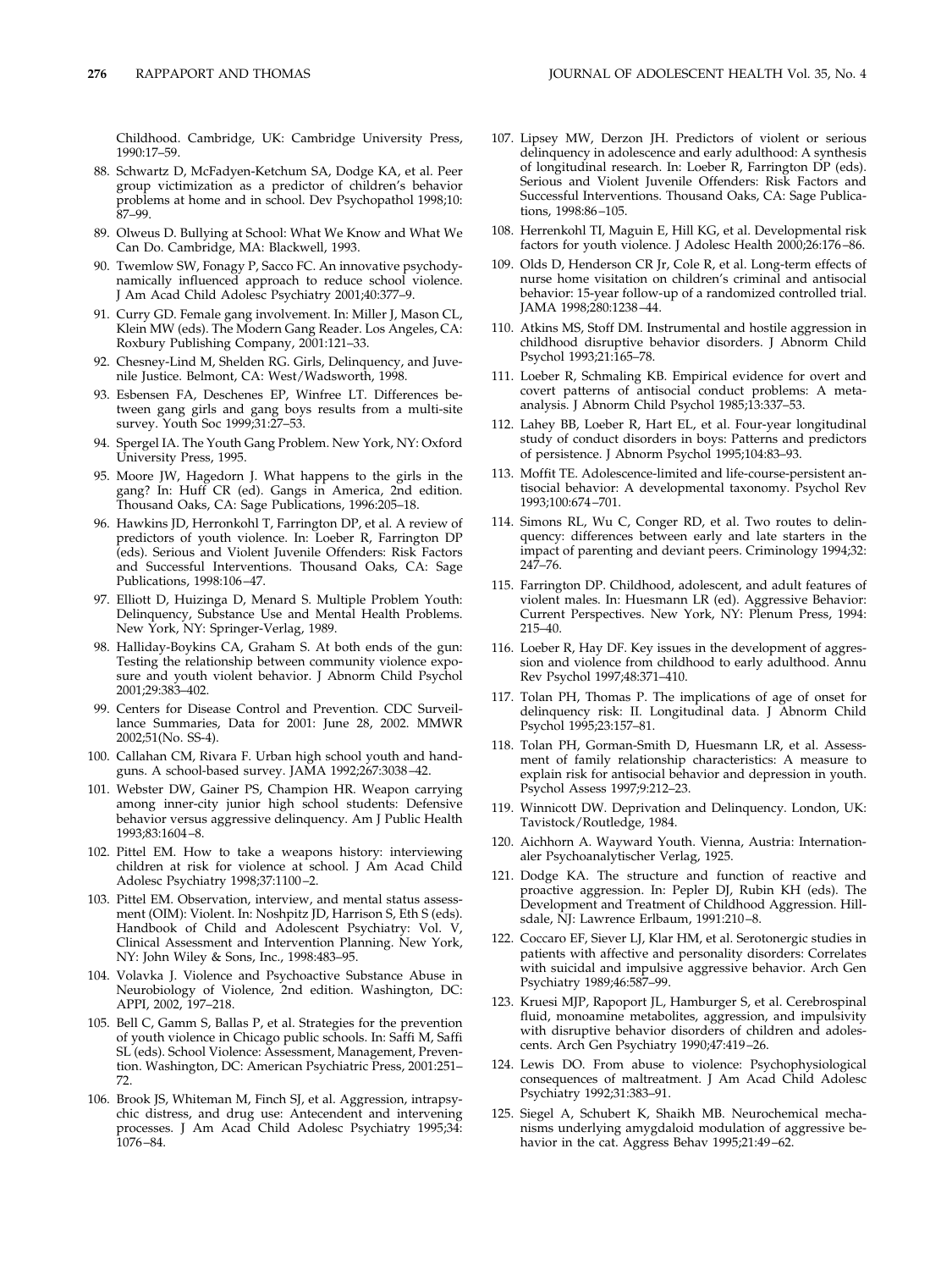Childhood. Cambridge, UK: Cambridge University Press, 1990:17–59.

88. Schwartz D, McFadyen-Ketchum SA, Dodge KA, et al. Peer group victimization as a predictor of children's behavior problems at home and in school. Dev Psychopathol 1998;10: 87–99.
89. Olweus D. Bullying at School: What We Know and What We Can Do. Cambridge, MA: Blackwell, 1993.
90. Twemlow SW, Fonagy P, Sacco FC. An innovative psychodynamically influenced approach to reduce school violence. J Am Acad Child Adolesc Psychiatry 2001;40:377–9.
91. Curry GD. Female gang involvement. In: Miller J, Mason CL, Klein MW (eds). The Modern Gang Reader. Los Angeles, CA: Roxbury Publishing Company, 2001:121–33.
92. Chesney-Lind M, Shelden RG. Girls, Delinquency, and Juvenile Justice. Belmont, CA: West/Wadsworth, 1998.
93. Esbensen FA, Deschenes EP, Winfree LT. Differences between gang girls and gang boys results from a multi-site survey. Youth Soc 1999;31:27–53.
94. Spergel IA. The Youth Gang Problem. New York, NY: Oxford University Press, 1995.
95. Moore JW, Hagedorn J. What happens to the girls in the gang? In: Huff CR (ed). Gangs in America, 2nd edition. Thousand Oaks, CA: Sage Publications, 1996:205–18.
96. Hawkins JD, Herronkohl T, Farrington DP, et al. A review of predictors of youth violence. In: Loeber R, Farrington DP (eds). Serious and Violent Juvenile Offenders: Risk Factors and Successful Interventions. Thousand Oaks, CA: Sage Publications, 1998:106–47.
97. Elliott D, Huizinga D, Menard S. Multiple Problem Youth: Delinquency, Substance Use and Mental Health Problems. New York, NY: Springer-Verlag, 1989.
98. Halliday-Boykins CA, Graham S. At both ends of the gun: Testing the relationship between community violence exposure and youth violent behavior. J Abnorm Child Psychol 2001;29:383–402.
99. Centers for Disease Control and Prevention. CDC Surveillance Summaries, Data for 2001: June 28, 2002. MMWR 2002;51(No. SS-4).
100. Callahan CM, Rivara F. Urban high school youth and handguns. A school-based survey. JAMA 1992;267:3038–42.
101. Webster DW, Gainer PS, Champion HR. Weapon carrying among inner-city junior high school students: Defensive behavior versus aggressive delinquency. Am J Public Health 1993;83:1604–8.
102. Pittel EM. How to take a weapons history: interviewing children at risk for violence at school. J Am Acad Child Adolesc Psychiatry 1998;37:1100–2.
103. Pittel EM. Observation, interview, and mental status assessment (OIM): Violent. In: Noshpitz JD, Harrison S, Eth S (eds). Handbook of Child and Adolescent Psychiatry: Vol. V, Clinical Assessment and Intervention Planning. New York, NY: John Wiley & Sons, Inc., 1998:483–95.
104. Volavka J. Violence and Psychoactive Substance Abuse in Neurobiology of Violence, 2nd edition. Washington, DC: APPI, 2002, 197–218.
105. Bell C, Gamm S, Ballas P, et al. Strategies for the prevention of youth violence in Chicago public schools. In: Saffi M, Saffi SL (eds). School Violence: Assessment, Management, Prevention. Washington, DC: American Psychiatric Press, 2001:251–72.
106. Brook JS, Whiteman M, Finch SJ, et al. Aggression, intrapsychic distress, and drug use: Antecendent and intervening processes. J Am Acad Child Adolesc Psychiatry 1995;34: 1076–84.
107. Lipsey MW, Derzon JH. Predictors of violent or serious delinquency in adolescence and early adulthood: A synthesis of longitudinal research. In: Loeber R, Farrington DP (eds). Serious and Violent Juvenile Offenders: Risk Factors and Successful Interventions. Thousand Oaks, CA: Sage Publications, 1998:86–105.
108. Herrenkohl TI, Maguin E, Hill KG, et al. Developmental risk factors for youth violence. J Adolesc Health 2000;26:176–86.
109. Olds D, Henderson CR Jr, Cole R, et al. Long-term effects of nurse home visitation on children's criminal and antisocial behavior: 15-year follow-up of a randomized controlled trial. JAMA 1998;280:1238–44.
110. Atkins MS, Stoff DM. Instrumental and hostile aggression in childhood disruptive behavior disorders. J Abnorm Child Psychol 1993;21:165–78.
111. Loeber R, Schmaling KB. Empirical evidence for overt and covert patterns of antisocial conduct problems: A metaanalysis. J Abnorm Child Psychol 1985;13:337–53.
112. Lahey BB, Loeber R, Hart EL, et al. Four-year longitudinal study of conduct disorders in boys: Patterns and predictors of persistence. J Abnorm Psychol 1995;104:83–93.
113. Moffit TE. Adolescence-limited and life-course-persistent antisocial behavior: A developmental taxonomy. Psychol Rev 1993;100:674–701.
114. Simons RL, Wu C, Conger RD, et al. Two routes to delinquency: differences between early and late starters in the impact of parenting and deviant peers. Criminology 1994;32: 247–76.
115. Farrington DP. Childhood, adolescent, and adult features of violent males. In: Huesmann LR (ed). Aggressive Behavior: Current Perspectives. New York, NY: Plenum Press, 1994: 215–40.
116. Loeber R, Hay DF. Key issues in the development of aggression and violence from childhood to early adulthood. Annu Rev Psychol 1997;48:371–410.
117. Tolan PH, Thomas P. The implications of age of onset for delinquency risk: II. Longitudinal data. J Abnorm Child Psychol 1995;23:157–81.
118. Tolan PH, Gorman-Smith D, Huesmann LR, et al. Assessment of family relationship characteristics: A measure to explain risk for antisocial behavior and depression in youth. Psychol Assess 1997;9:212–23.
119. Winnicott DW. Deprivation and Delinquency. London, UK: Tavistock/Routledge, 1984.
120. Aichhorn A. Wayward Youth. Vienna, Austria: Internationaler Psychoanalytischer Verlag, 1925.
121. Dodge KA. The structure and function of reactive and proactive aggression. In: Pepler DJ, Rubin KH (eds). The Development and Treatment of Childhood Aggression. Hillsdale, NJ: Lawrence Erlbaum, 1991:210–8.
122. Coccaro EF, Siever LJ, Klar HM, et al. Serotonergic studies in patients with affective and personality disorders: Correlates with suicidal and impulsive aggressive behavior. Arch Gen Psychiatry 1989;46:587–99.
123. Kruesi MJP, Rapoport JL, Hamburger S, et al. Cerebrospinal fluid, monoamine metabolites, aggression, and impulsivity with disruptive behavior disorders of children and adolescents. Arch Gen Psychiatry 1990;47:419–26.
124. Lewis DO. From abuse to violence: Psychophysiological consequences of maltreatment. J Am Acad Child Adolesc Psychiatry 1992;31:383–91.
125. Siegel A, Schubert K, Shaikh MB. Neurochemical mechanisms underlying amygdaloid modulation of aggressive behavior in the cat. Aggress Behav 1995;21:49–62.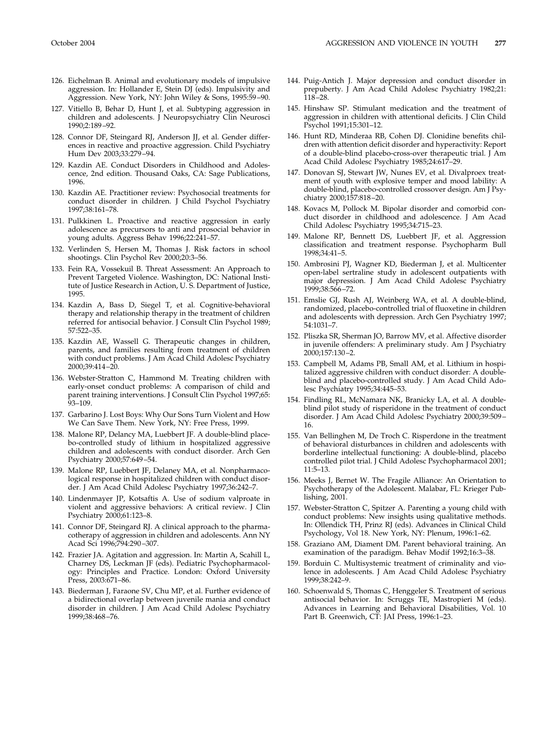126. Eichelman B. Animal and evolutionary models of impulsive aggression. In: Hollander E, Stein DJ (eds). Impulsivity and Aggression. New York, NY: John Wiley & Sons, 1995:59–90.
127. Vitiello B, Behar D, Hunt J, et al. Subtyping aggression in children and adolescents. J Neuropsychiatry Clin Neurosci 1990;2:189–92.
128. Connor DF, Steingard RJ, Anderson JJ, et al. Gender differences in reactive and proactive aggression. Child Psychiatry Hum Dev 2003;33:279–94.
129. Kazdin AE. Conduct Disorders in Childhood and Adolescence, 2nd edition. Thousand Oaks, CA: Sage Publications, 1996.
130. Kazdin AE. Practitioner review: Psychosocial treatments for conduct disorder in children. J Child Psychol Psychiatry 1997;38:161–78.
131. Pulkkinen L. Proactive and reactive aggression in early adolescence as precursors to anti and prosocial behavior in young adults. Aggress Behav 1996;22:241–57.
132. Verlinden S, Hersen M, Thomas J. Risk factors in school shootings. Clin Psychol Rev 2000;20:3–56.
133. Fein RA, Vossekuil B. Threat Assessment: An Approach to Prevent Targeted Violence. Washington, DC: National Institute of Justice Research in Action, U. S. Department of Justice, 1995.
134. Kazdin A, Bass D, Siegel T, et al. Cognitive-behavioral therapy and relationship therapy in the treatment of children referred for antisocial behavior. J Consult Clin Psychol 1989; 57:522–35.
135. Kazdin AE, Wassell G. Therapeutic changes in children, parents, and families resulting from treatment of children with conduct problems. J Am Acad Child Adolesc Psychiatry 2000;39:414–20.
136. Webster-Stratton C, Hammond M. Treating children with early-onset conduct problems: A comparison of child and parent training interventions. J Consult Clin Psychol 1997;65: 93–109.
137. Garbarino J. Lost Boys: Why Our Sons Turn Violent and How We Can Save Them. New York, NY: Free Press, 1999.
138. Malone RP, Delancy MA, Luebbert JF. A double-blind placebo-controlled study of lithium in hospitalized aggressive children and adolescents with conduct disorder. Arch Gen Psychiatry 2000;57:649–54.
139. Malone RP, Luebbert JF, Delaney MA, et al. Nonpharmacological response in hospitalized children with conduct disorder. J Am Acad Child Adolesc Psychiatry 1997;36:242–7.
140. Lindenmayer JP, Kotsaftis A. Use of sodium valproate in violent and aggressive behaviors: A critical review. J Clin Psychiatry 2000;61:123–8.
141. Connor DF, Steingard RJ. A clinical approach to the pharmacotherapy of aggression in children and adolescents. Ann NY Acad Sci 1996;794:290–307.
142. Frazier JA. Agitation and aggression. In: Martin A, Scahill L, Charney DS, Leckman JF (eds). Pediatric Psychopharmacology: Principles and Practice. London: Oxford University Press, 2003:671–86.
143. Biederman J, Faraone SV, Chu MP, et al. Further evidence of a bidirectional overlap between juvenile mania and conduct disorder in children. J Am Acad Child Adolesc Psychiatry 1999;38:468–76.
144. Puig-Antich J. Major depression and conduct disorder in prepuberty. J Am Acad Child Adolesc Psychiatry 1982;21: 118–28.
145. Hinshaw SP. Stimulant medication and the treatment of aggression in children with attentional deficits. J Clin Child Psychol 1991;15:301–12.
146. Hunt RD, Minderaa RB, Cohen DJ. Clonidine benefits children with attention deficit disorder and hyperactivity: Report of a double-blind placebo-cross-over therapeutic trial. J Am Acad Child Adolesc Psychiatry 1985;24:617–29.
147. Donovan SJ, Stewart JW, Nunes EV, et al. Divalproex treatment of youth with explosive temper and mood lability: A double-blind, placebo-controlled crossover design. Am J Psychiatry 2000;157:818–20.
148. Kovacs M, Pollock M. Bipolar disorder and comorbid conduct disorder in childhood and adolescence. J Am Acad Child Adolesc Psychiatry 1995;34:715–23.
149. Malone RP, Bennett DS, Luebbert JF, et al. Aggression classification and treatment response. Psychopharm Bull 1998;34:41–5.
150. Ambrosini PJ, Wagner KD, Biederman J, et al. Multicenter open-label sertraline study in adolescent outpatients with major depression. J Am Acad Child Adolesc Psychiatry 1999;38:566–72.
151. Emslie GJ, Rush AJ, Weinberg WA, et al. A double-blind, randomized, placebo-controlled trial of fluoxetine in children and adolescents with depression. Arch Gen Psychiatry 1997; 54:1031–7.
152. Pliszka SR, Sherman JO, Barrow MV, et al. Affective disorder in juvenile offenders: A preliminary study. Am J Psychiatry 2000;157:130–2.
153. Campbell M, Adams PB, Small AM, et al. Lithium in hospitalized aggressive children with conduct disorder: A double-blind and placebo-controlled study. J Am Acad Child Adolesc Psychiatry 1995;34:445–53.
154. Findling RL, McNamara NK, Branicky LA, et al. A double-blind pilot study of risperidone in the treatment of conduct disorder. J Am Acad Child Adolesc Psychiatry 2000;39:509–16.
155. Van Bellinghen M, De Troch C. Risperdone in the treatment of behavioral disturbances in children and adolescents with borderline intellectual functioning: A double-blind, placebo controlled pilot trial. J Child Adolesc Psychopharmacol 2001; 11:5–13.
156. Meeks J, Bernet W. The Fragile Alliance: An Orientation to Psychotherapy of the Adolescent. Malabar, FL: Krieger Publishing, 2001.
157. Webster-Stratton C, Spitzer A. Parenting a young child with conduct problems: New insights using qualitative methods. In: Ollendick TH, Prinz RJ (eds). Advances in Clinical Child Psychology, Vol 18. New York, NY: Plenum, 1996:1–62.
158. Graziano AM, Diament DM. Parent behavioral training. An examination of the paradigm. Behav Modif 1992;16:3–38.
159. Borduin C. Multisystemic treatment of criminality and violence in adolescents. J Am Acad Child Adolesc Psychiatry 1999;38:242–9.
160. Schoenwald S, Thomas C, Henggeler S. Treatment of serious antisocial behavior. In: Scruggs TE, Mastropieri M (eds). Advances in Learning and Behavioral Disabilities, Vol. 10 Part B. Greenwich, CT: JAI Press, 1996:1–23.